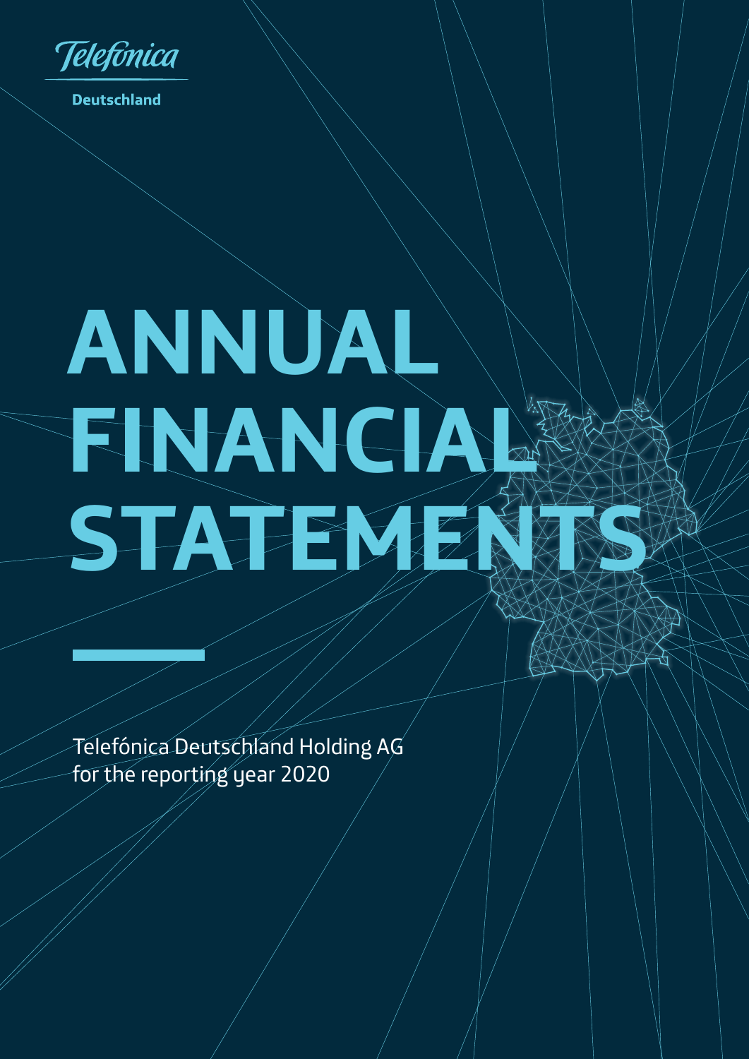Telefónica

Deutschland

# ANNUAL FINANCIAL STATEMENTS

Telefónica Deutschland Holding AG
for the reporting year 2020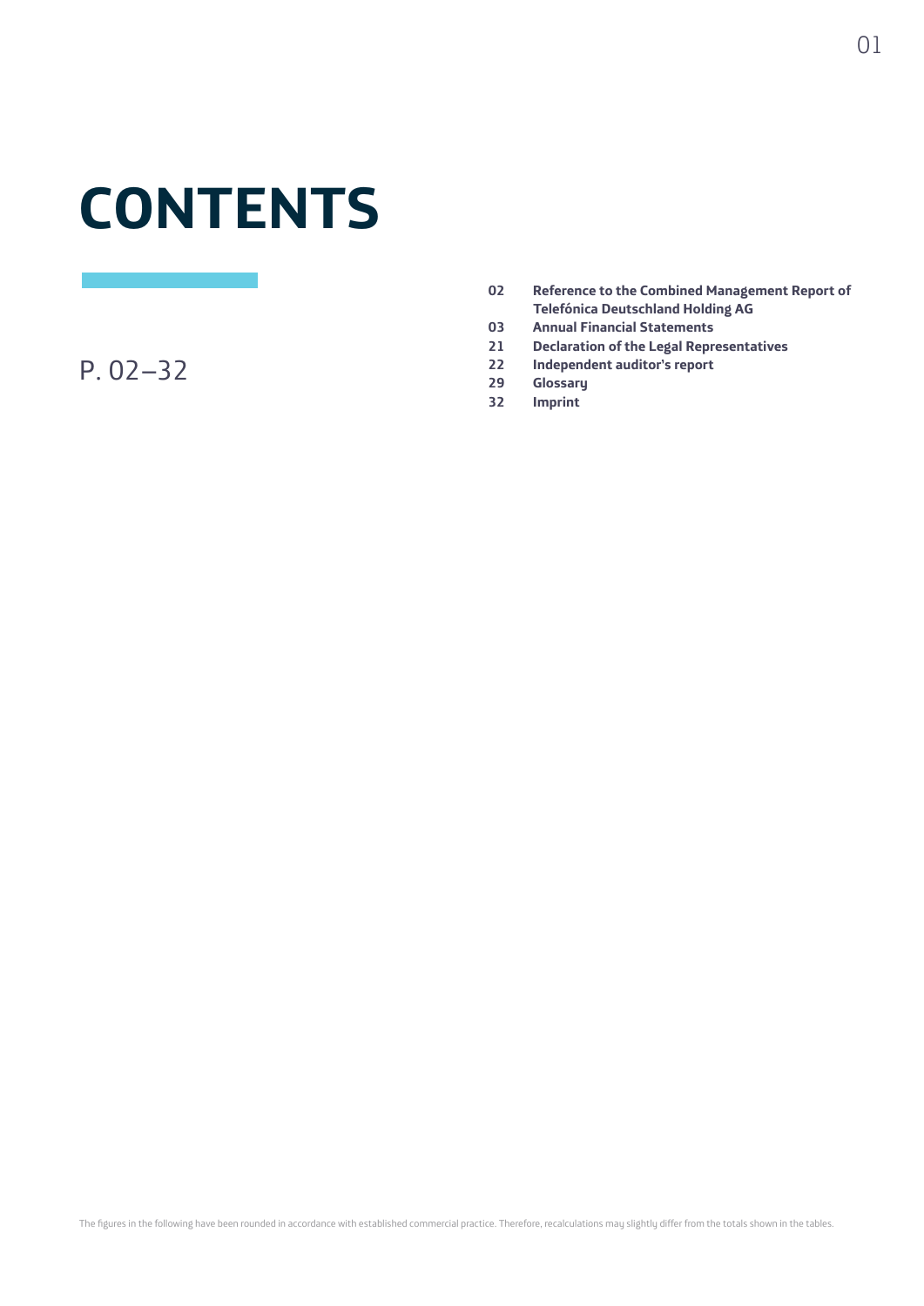# CONTENTS

P. 02–32

| | |
|---|---|
| **02** | **Reference to the Combined Management Report of Telefónica Deutschland Holding AG** |
| **03** | **Annual Financial Statements** |
| **21** | **Declaration of the Legal Representatives** |
| **22** | **Independent auditor's report** |
| **29** | **Glossary** |
| **32** | **Imprint** |

The figures in the following have been rounded in accordance with established commercial practice. Therefore, recalculations may slightly differ from the totals shown in the tables.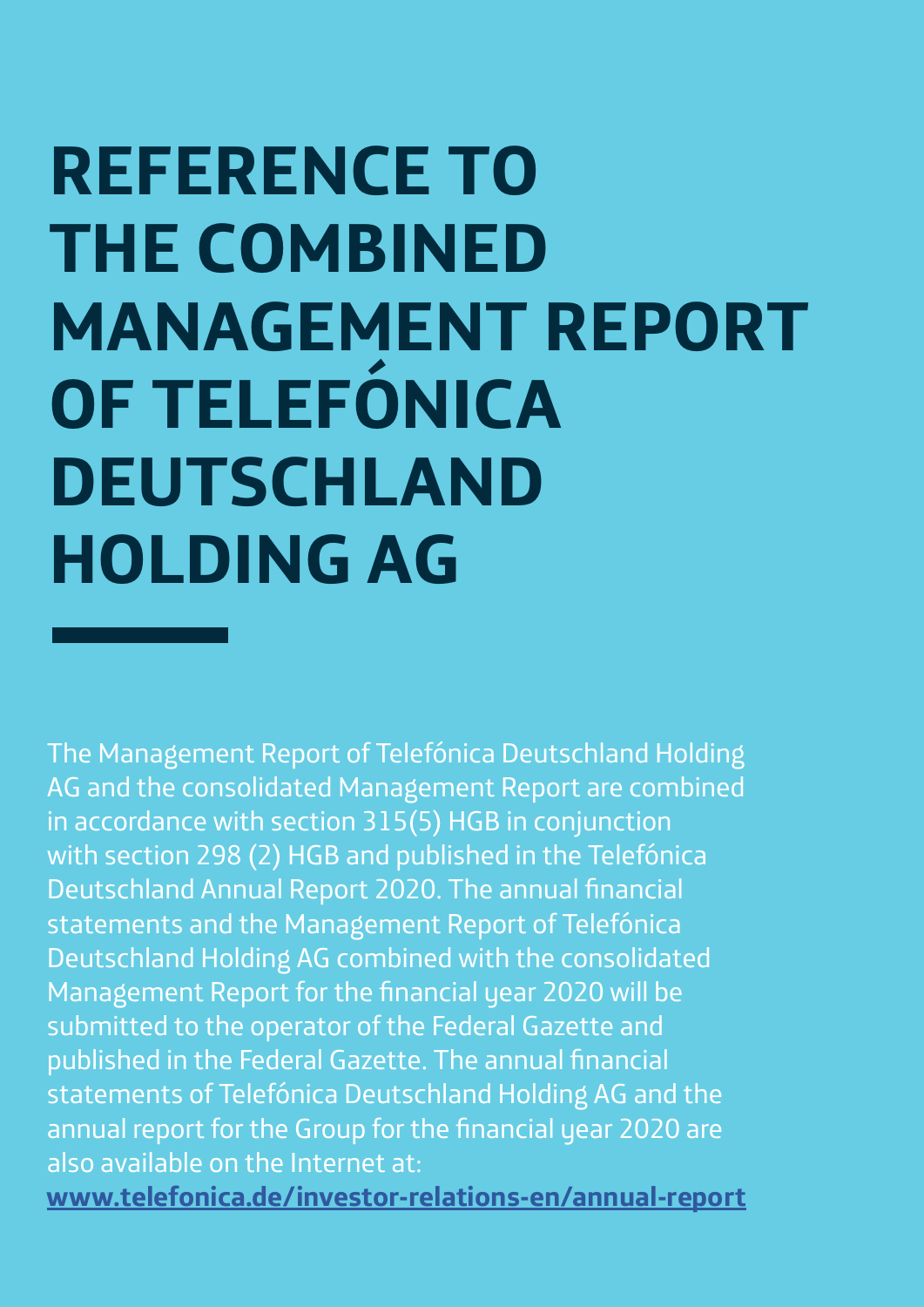# REFERENCE TO THE COMBINED MANAGEMENT REPORT OF TELEFÓNICA DEUTSCHLAND HOLDING AG

The Management Report of Telefónica Deutschland Holding AG and the consolidated Management Report are combined in accordance with section 315(5) HGB in conjunction with section 298 (2) HGB and published in the Telefónica Deutschland Annual Report 2020. The annual financial statements and the Management Report of Telefónica Deutschland Holding AG combined with the consolidated Management Report for the financial year 2020 will be submitted to the operator of the Federal Gazette and published in the Federal Gazette. The annual financial statements of Telefónica Deutschland Holding AG and the annual report for the Group for the financial year 2020 are also available on the Internet at:
**www.telefonica.de/investor-relations-en/annual-report**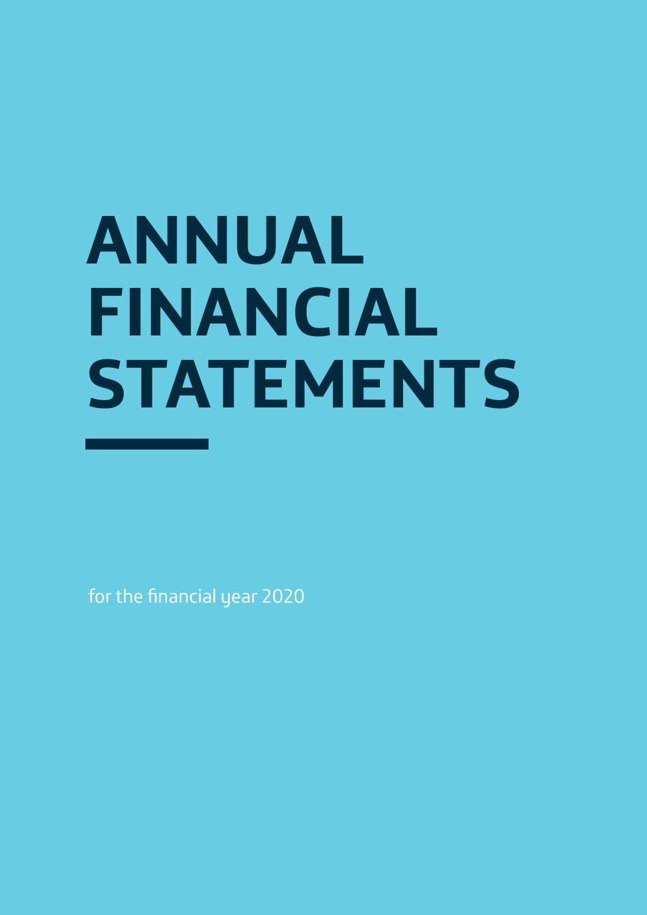# ANNUAL FINANCIAL STATEMENTS

for the financial year 2020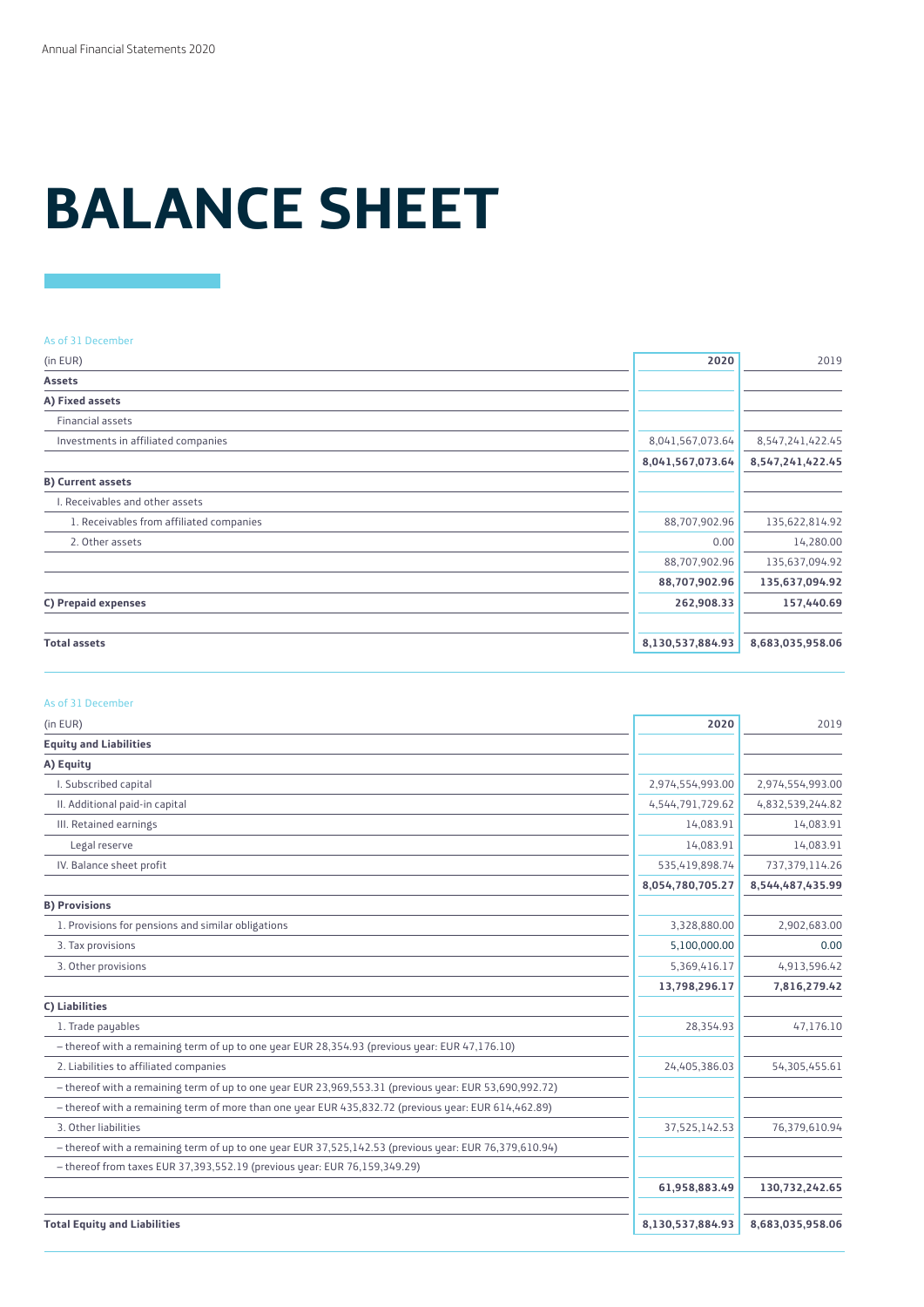# BALANCE SHEET

As of 31 December

| (in EUR) | 2020 | 2019 |
|---|---|---|
| **Assets** | | |
| **A) Fixed assets** | | |
| Financial assets | | |
| Investments in affiliated companies | 8,041,567,073.64 | 8,547,241,422.45 |
| | **8,041,567,073.64** | **8,547,241,422.45** |
| **B) Current assets** | | |
| I. Receivables and other assets | | |
| 1. Receivables from affiliated companies | 88,707,902.96 | 135,622,814.92 |
| 2. Other assets | 0.00 | 14,280.00 |
| | 88,707,902.96 | 135,637,094.92 |
| | **88,707,902.96** | **135,637,094.92** |
| **C) Prepaid expenses** | **262,908.33** | **157,440.69** |
| **Total assets** | **8,130,537,884.93** | **8,683,035,958.06** |

As of 31 December

| (in EUR) | 2020 | 2019 |
|---|---|---|
| **Equity and Liabilities** | | |
| **A) Equity** | | |
| I. Subscribed capital | 2,974,554,993.00 | 2,974,554,993.00 |
| II. Additional paid-in capital | 4,544,791,729.62 | 4,832,539,244.82 |
| III. Retained earnings | 14,083.91 | 14,083.91 |
| Legal reserve | 14,083.91 | 14,083.91 |
| IV. Balance sheet profit | 535,419,898.74 | 737,379,114.26 |
| | **8,054,780,705.27** | **8,544,487,435.99** |
| **B) Provisions** | | |
| 1. Provisions for pensions and similar obligations | 3,328,880.00 | 2,902,683.00 |
| 3. Tax provisions | 5,100,000.00 | 0.00 |
| 3. Other provisions | 5,369,416.17 | 4,913,596.42 |
| | **13,798,296.17** | **7,816,279.42** |
| **C) Liabilities** | | |
| 1. Trade payables | 28,354.93 | 47,176.10 |
| – thereof with a remaining term of up to one year EUR 28,354.93 (previous year: EUR 47,176.10) | | |
| 2. Liabilities to affiliated companies | 24,405,386.03 | 54,305,455.61 |
| – thereof with a remaining term of up to one year EUR 23,969,553.31 (previous year: EUR 53,690,992.72) | | |
| – thereof with a remaining term of more than one year EUR 435,832.72 (previous year: EUR 614,462.89) | | |
| 3. Other liabilities | 37,525,142.53 | 76,379,610.94 |
| – thereof with a remaining term of up to one year EUR 37,525,142.53 (previous year: EUR 76,379,610.94) | | |
| – thereof from taxes EUR 37,393,552.19 (previous year: EUR 76,159,349.29) | | |
| | **61,958,883.49** | **130,732,242.65** |
| **Total Equity and Liabilities** | **8,130,537,884.93** | **8,683,035,958.06** |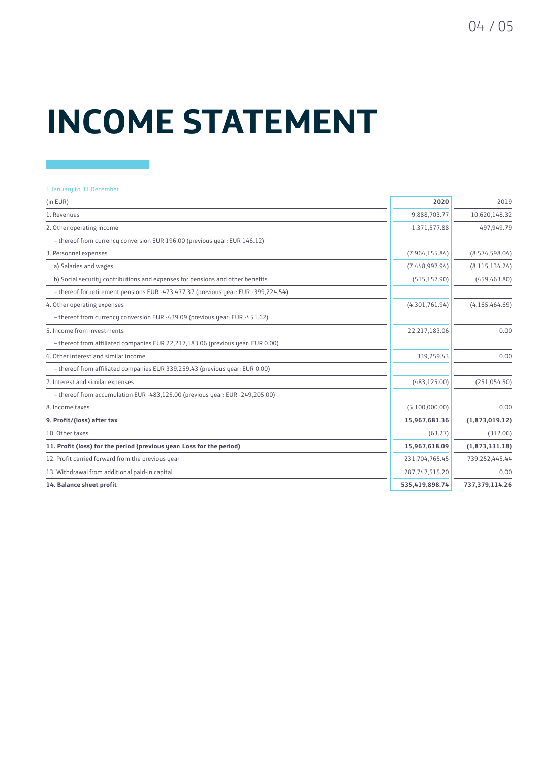# INCOME STATEMENT

1 January to 31 December

| (in EUR) | 2020 | 2019 |
|---|---|---|
| 1. Revenues | 9,888,703.77 | 10,620,148.32 |
| 2. Other operating income | 1,371,577.88 | 497,949.79 |
| – thereof from currency conversion EUR 196.00 (previous year: EUR 146.12) | | |
| 3. Personnel expenses | (7,964,155.84) | (8,574,598.04) |
| a) Salaries and wages | (7,448,997.94) | (8,115,134.24) |
| b) Social security contributions and expenses for pensions and other benefits | (515,157.90) | (459,463.80) |
| – thereof for retirement pensions EUR -473,477.37 (previous year: EUR -399,224.54) | | |
| 4. Other operating expenses | (4,301,761.94) | (4,165,464.69) |
| – thereof from currency conversion EUR -439.09 (previous year: EUR -451.62) | | |
| 5. Income from investments | 22,217,183.06 | 0.00 |
| – thereof from affiliated companies EUR 22,217,183.06 (previous year: EUR 0.00) | | |
| 6. Other interest and similar income | 339,259.43 | 0.00 |
| – thereof from affiliated companies EUR 339,259.43 (previous year: EUR 0.00) | | |
| 7. Interest and similar expenses | (483,125.00) | (251,054.50) |
| – thereof from accumulation EUR -483,125.00 (previous year: EUR -249,205.00) | | |
| 8. Income taxes | (5,100,000.00) | 0.00 |
| **9. Profit/(loss) after tax** | **15,967,681.36** | **(1,873,019.12)** |
| 10. Other taxes | (63.27) | (312.06) |
| **11. Profit (loss) for the period (previous year: Loss for the period)** | **15,967,618.09** | **(1,873,331.18)** |
| 12. Profit carried forward from the previous year | 231,704,765.45 | 739,252,445.44 |
| 13. Withdrawal from additional paid-in capital | 287,747,515.20 | 0.00 |
| **14. Balance sheet profit** | **535,419,898.74** | **737,379,114.26** |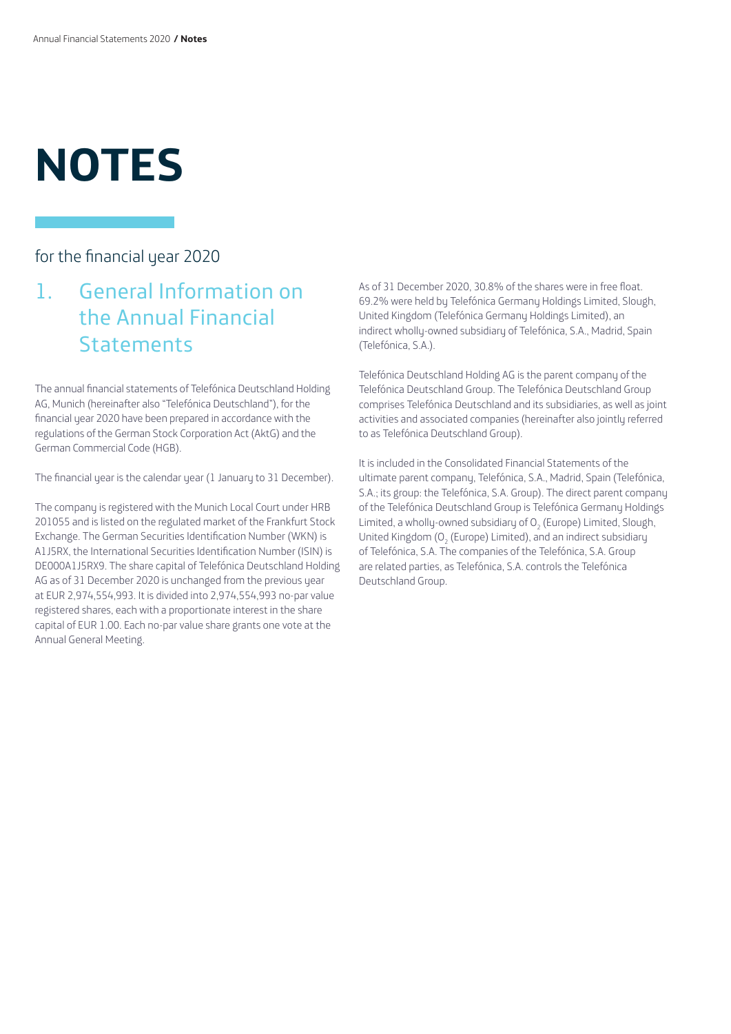# NOTES

for the financial year 2020

## 1. General Information on the Annual Financial Statements

The annual financial statements of Telefónica Deutschland Holding AG, Munich (hereinafter also "Telefónica Deutschland"), for the financial year 2020 have been prepared in accordance with the regulations of the German Stock Corporation Act (AktG) and the German Commercial Code (HGB).

The financial year is the calendar year (1 January to 31 December).

The company is registered with the Munich Local Court under HRB 201055 and is listed on the regulated market of the Frankfurt Stock Exchange. The German Securities Identification Number (WKN) is A1J5RX, the International Securities Identification Number (ISIN) is DE000A1J5RX9. The share capital of Telefónica Deutschland Holding AG as of 31 December 2020 is unchanged from the previous year at EUR 2,974,554,993. It is divided into 2,974,554,993 no-par value registered shares, each with a proportionate interest in the share capital of EUR 1.00. Each no-par value share grants one vote at the Annual General Meeting.

As of 31 December 2020, 30.8% of the shares were in free float. 69.2% were held by Telefónica Germany Holdings Limited, Slough, United Kingdom (Telefónica Germany Holdings Limited), an indirect wholly-owned subsidiary of Telefónica, S.A., Madrid, Spain (Telefónica, S.A.).

Telefónica Deutschland Holding AG is the parent company of the Telefónica Deutschland Group. The Telefónica Deutschland Group comprises Telefónica Deutschland and its subsidiaries, as well as joint activities and associated companies (hereinafter also jointly referred to as Telefónica Deutschland Group).

It is included in the Consolidated Financial Statements of the ultimate parent company, Telefónica, S.A., Madrid, Spain (Telefónica, S.A.; its group: the Telefónica, S.A. Group). The direct parent company of the Telefónica Deutschland Group is Telefónica Germany Holdings Limited, a wholly-owned subsidiary of $O_2$ (Europe) Limited, Slough, United Kingdom ($O_2$ (Europe) Limited), and an indirect subsidiary of Telefónica, S.A. The companies of the Telefónica, S.A. Group are related parties, as Telefónica, S.A. controls the Telefónica Deutschland Group.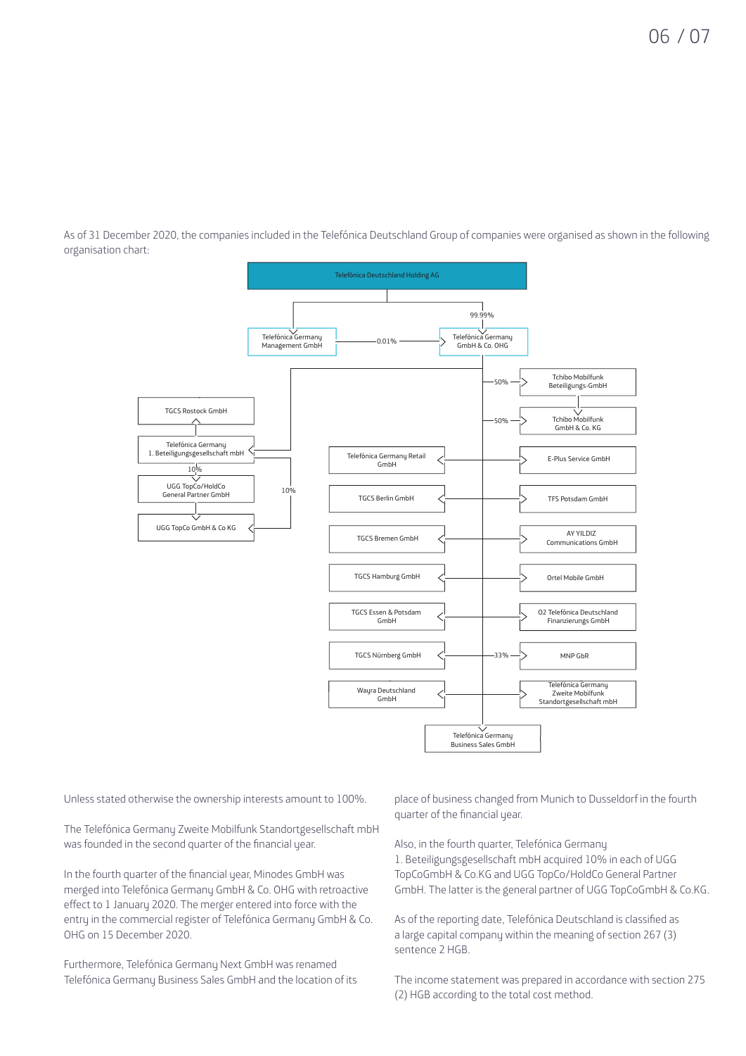As of 31 December 2020, the companies included in the Telefónica Deutschland Group of companies were organised as shown in the following organisation chart:

- **Telefónica Deutschland Holding AG**
  - Telefónica Germany Management GmbH
    - Telefónica Germany GmbH & Co. OHG (0.01%)
  - Telefónica Germany GmbH & Co. OHG (99.99%)
    - Telefónica Germany 1. Beteiligungsgesellschaft mbH
      - TGCS Rostock GmbH
      - UGG TopCo/HoldCo General Partner GmbH (10%)
        - UGG TopCo GmbH & Co KG
      - UGG TopCo GmbH & Co KG (10%)
    - Tchibo Mobilfunk Beteiligungs-GmbH (50%)
      - Tchibo Mobilfunk GmbH & Co. KG
    - Tchibo Mobilfunk GmbH & Co. KG (50%)
    - Telefónica Germany Retail GmbH
    - TGCS Berlin GmbH
    - TGCS Bremen GmbH
    - TGCS Hamburg GmbH
    - TGCS Essen & Potsdam GmbH
    - TGCS Nürnberg GmbH
    - Wayra Deutschland GmbH
    - E-Plus Service GmbH
    - TFS Potsdam GmbH
    - AY YILDIZ Communications GmbH
    - Ortel Mobile GmbH
    - O2 Telefónica Deutschland Finanzierungs GmbH
    - MNP GbR (33%)
    - Telefónica Germany Zweite Mobilfunk Standortgesellschaft mbH
    - Telefónica Germany Business Sales GmbH

Unless stated otherwise the ownership interests amount to 100%.

The Telefónica Germany Zweite Mobilfunk Standortgesellschaft mbH was founded in the second quarter of the financial year.

In the fourth quarter of the financial year, Minodes GmbH was merged into Telefónica Germany GmbH & Co. OHG with retroactive effect to 1 January 2020. The merger entered into force with the entry in the commercial register of Telefónica Germany GmbH & Co. OHG on 15 December 2020.

Furthermore, Telefónica Germany Next GmbH was renamed Telefónica Germany Business Sales GmbH and the location of its place of business changed from Munich to Dusseldorf in the fourth quarter of the financial year.

Also, in the fourth quarter, Telefónica Germany 1. Beteiligungsgesellschaft mbH acquired 10% in each of UGG TopCoGmbH & Co.KG and UGG TopCo/HoldCo General Partner GmbH. The latter is the general partner of UGG TopCoGmbH & Co.KG.

As of the reporting date, Telefónica Deutschland is classified as a large capital company within the meaning of section 267 (3) sentence 2 HGB.

The income statement was prepared in accordance with section 275 (2) HGB according to the total cost method.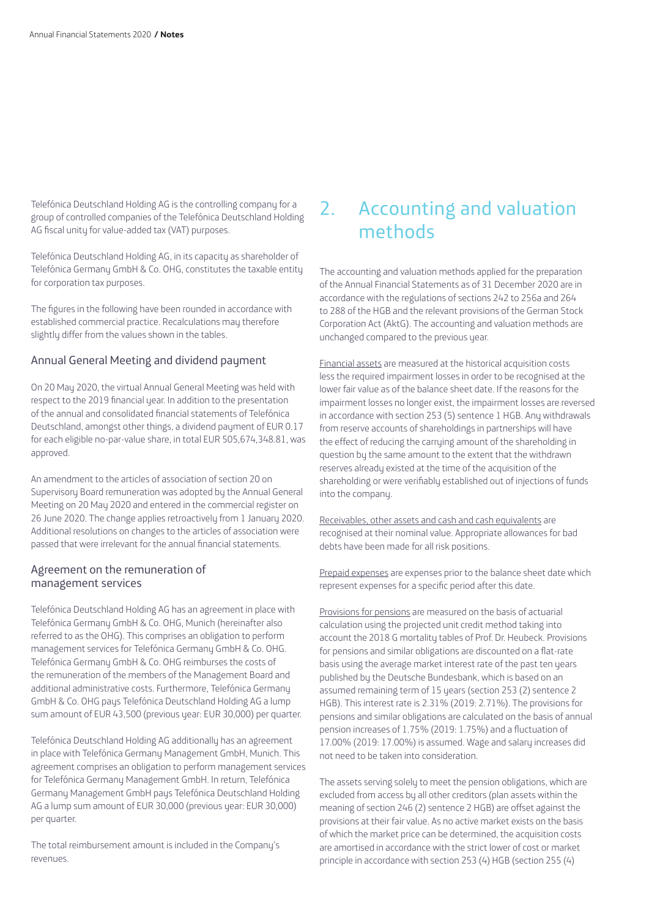Telefónica Deutschland Holding AG is the controlling company for a group of controlled companies of the Telefónica Deutschland Holding AG fiscal unity for value-added tax (VAT) purposes.

Telefónica Deutschland Holding AG, in its capacity as shareholder of Telefónica Germany GmbH & Co. OHG, constitutes the taxable entity for corporation tax purposes.

The figures in the following have been rounded in accordance with established commercial practice. Recalculations may therefore slightly differ from the values shown in the tables.

### Annual General Meeting and dividend payment

On 20 May 2020, the virtual Annual General Meeting was held with respect to the 2019 financial year. In addition to the presentation of the annual and consolidated financial statements of Telefónica Deutschland, amongst other things, a dividend payment of EUR 0.17 for each eligible no-par-value share, in total EUR 505,674,348.81, was approved.

An amendment to the articles of association of section 20 on Supervisory Board remuneration was adopted by the Annual General Meeting on 20 May 2020 and entered in the commercial register on 26 June 2020. The change applies retroactively from 1 January 2020. Additional resolutions on changes to the articles of association were passed that were irrelevant for the annual financial statements.

### Agreement on the remuneration of management services

Telefónica Deutschland Holding AG has an agreement in place with Telefónica Germany GmbH & Co. OHG, Munich (hereinafter also referred to as the OHG). This comprises an obligation to perform management services for Telefónica Germany GmbH & Co. OHG. Telefónica Germany GmbH & Co. OHG reimburses the costs of the remuneration of the members of the Management Board and additional administrative costs. Furthermore, Telefónica Germany GmbH & Co. OHG pays Telefónica Deutschland Holding AG a lump sum amount of EUR 43,500 (previous year: EUR 30,000) per quarter.

Telefónica Deutschland Holding AG additionally has an agreement in place with Telefónica Germany Management GmbH, Munich. This agreement comprises an obligation to perform management services for Telefónica Germany Management GmbH. In return, Telefónica Germany Management GmbH pays Telefónica Deutschland Holding AG a lump sum amount of EUR 30,000 (previous year: EUR 30,000) per quarter.

The total reimbursement amount is included in the Company's revenues.

## 2. Accounting and valuation methods

The accounting and valuation methods applied for the preparation of the Annual Financial Statements as of 31 December 2020 are in accordance with the regulations of sections 242 to 256a and 264 to 288 of the HGB and the relevant provisions of the German Stock Corporation Act (AktG). The accounting and valuation methods are unchanged compared to the previous year.

Financial assets are measured at the historical acquisition costs less the required impairment losses in order to be recognised at the lower fair value as of the balance sheet date. If the reasons for the impairment losses no longer exist, the impairment losses are reversed in accordance with section 253 (5) sentence 1 HGB. Any withdrawals from reserve accounts of shareholdings in partnerships will have the effect of reducing the carrying amount of the shareholding in question by the same amount to the extent that the withdrawn reserves already existed at the time of the acquisition of the shareholding or were verifiably established out of injections of funds into the company.

Receivables, other assets and cash and cash equivalents are recognised at their nominal value. Appropriate allowances for bad debts have been made for all risk positions.

Prepaid expenses are expenses prior to the balance sheet date which represent expenses for a specific period after this date.

Provisions for pensions are measured on the basis of actuarial calculation using the projected unit credit method taking into account the 2018 G mortality tables of Prof. Dr. Heubeck. Provisions for pensions and similar obligations are discounted on a flat-rate basis using the average market interest rate of the past ten years published by the Deutsche Bundesbank, which is based on an assumed remaining term of 15 years (section 253 (2) sentence 2 HGB). This interest rate is 2.31% (2019: 2.71%). The provisions for pensions and similar obligations are calculated on the basis of annual pension increases of 1.75% (2019: 1.75%) and a fluctuation of 17.00% (2019: 17.00%) is assumed. Wage and salary increases did not need to be taken into consideration.

The assets serving solely to meet the pension obligations, which are excluded from access by all other creditors (plan assets within the meaning of section 246 (2) sentence 2 HGB) are offset against the provisions at their fair value. As no active market exists on the basis of which the market price can be determined, the acquisition costs are amortised in accordance with the strict lower of cost or market principle in accordance with section 253 (4) HGB (section 255 (4)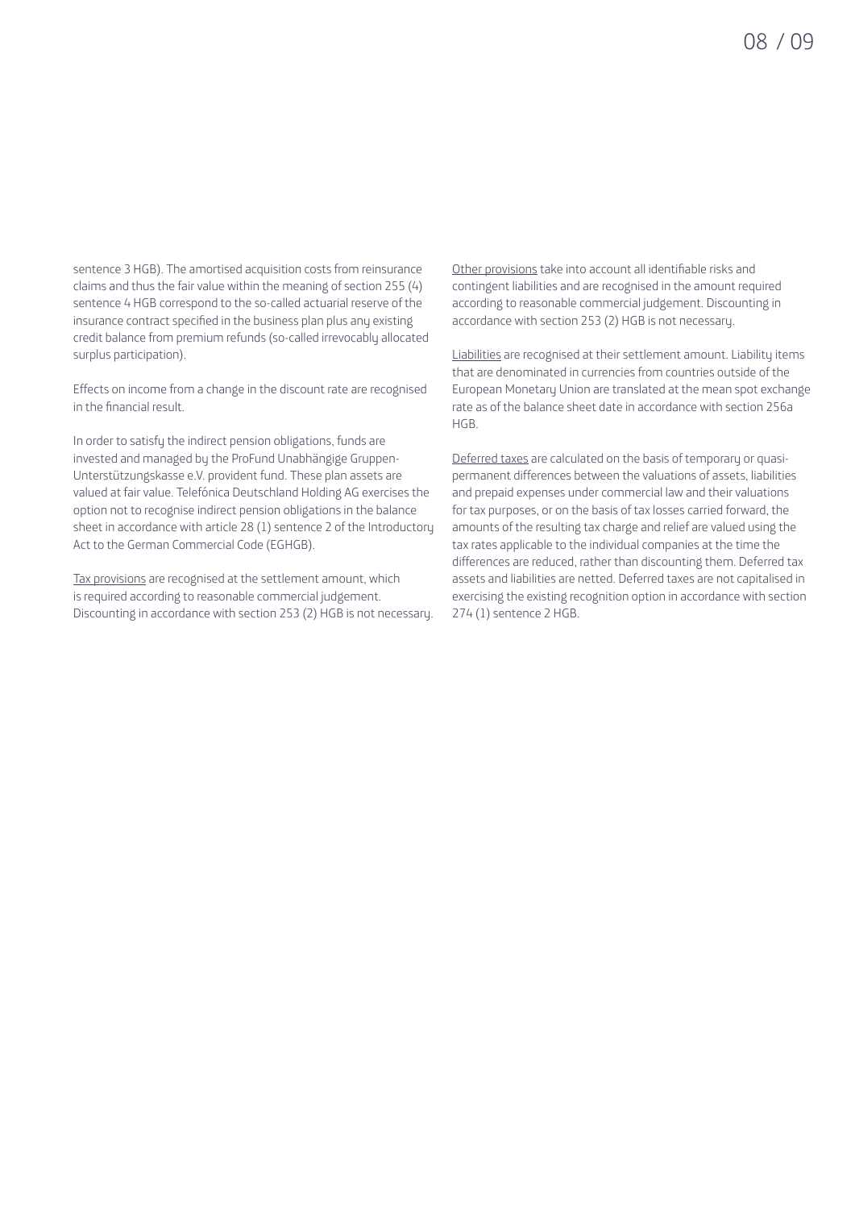sentence 3 HGB). The amortised acquisition costs from reinsurance claims and thus the fair value within the meaning of section 255 (4) sentence 4 HGB correspond to the so-called actuarial reserve of the insurance contract specified in the business plan plus any existing credit balance from premium refunds (so-called irrevocably allocated surplus participation).

Effects on income from a change in the discount rate are recognised in the financial result.

In order to satisfy the indirect pension obligations, funds are invested and managed by the ProFund Unabhängige Gruppen-Unterstützungskasse e.V. provident fund. These plan assets are valued at fair value. Telefónica Deutschland Holding AG exercises the option not to recognise indirect pension obligations in the balance sheet in accordance with article 28 (1) sentence 2 of the Introductory Act to the German Commercial Code (EGHGB).

Tax provisions are recognised at the settlement amount, which is required according to reasonable commercial judgement. Discounting in accordance with section 253 (2) HGB is not necessary.

Other provisions take into account all identifiable risks and contingent liabilities and are recognised in the amount required according to reasonable commercial judgement. Discounting in accordance with section 253 (2) HGB is not necessary.

Liabilities are recognised at their settlement amount. Liability items that are denominated in currencies from countries outside of the European Monetary Union are translated at the mean spot exchange rate as of the balance sheet date in accordance with section 256a HGB.

Deferred taxes are calculated on the basis of temporary or quasi-permanent differences between the valuations of assets, liabilities and prepaid expenses under commercial law and their valuations for tax purposes, or on the basis of tax losses carried forward, the amounts of the resulting tax charge and relief are valued using the tax rates applicable to the individual companies at the time the differences are reduced, rather than discounting them. Deferred tax assets and liabilities are netted. Deferred taxes are not capitalised in exercising the existing recognition option in accordance with section 274 (1) sentence 2 HGB.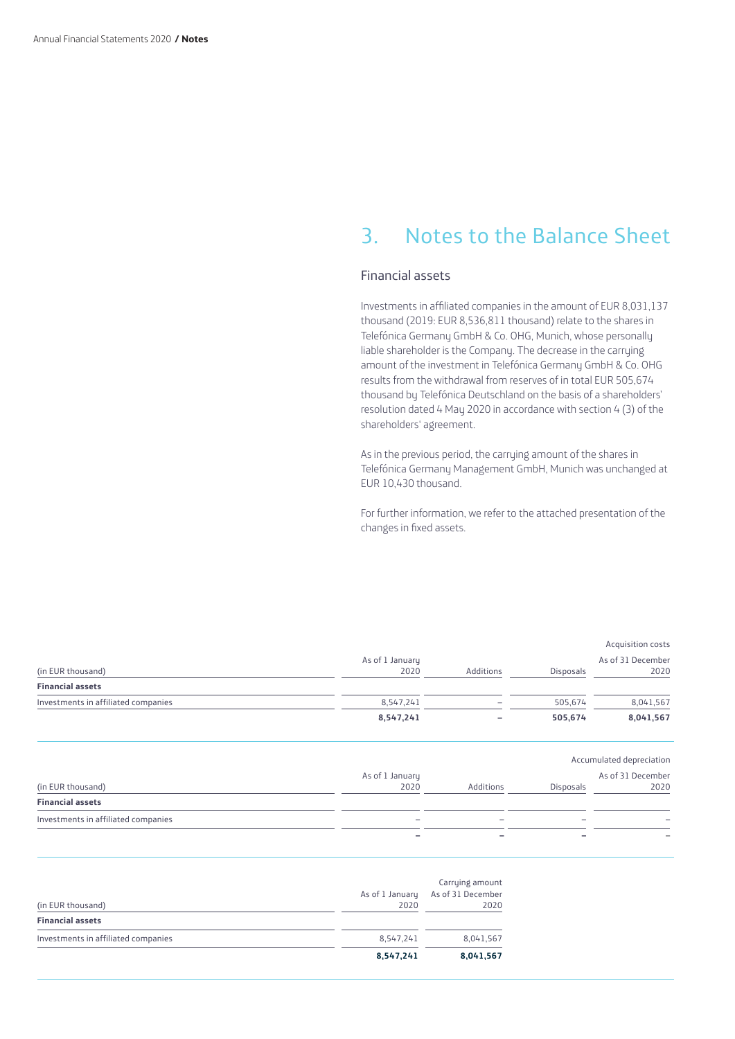# 3. Notes to the Balance Sheet

## Financial assets

Investments in affiliated companies in the amount of EUR 8,031,137 thousand (2019: EUR 8,536,811 thousand) relate to the shares in Telefónica Germany GmbH & Co. OHG, Munich, whose personally liable shareholder is the Company. The decrease in the carrying amount of the investment in Telefónica Germany GmbH & Co. OHG results from the withdrawal from reserves of in total EUR 505,674 thousand by Telefónica Deutschland on the basis of a shareholders' resolution dated 4 May 2020 in accordance with section 4 (3) of the shareholders' agreement.

As in the previous period, the carrying amount of the shares in Telefónica Germany Management GmbH, Munich was unchanged at EUR 10,430 thousand.

For further information, we refer to the attached presentation of the changes in fixed assets.

| | | | | Acquisition costs |
|---|---|---|---|---|
| (in EUR thousand) | As of 1 January 2020 | Additions | Disposals | As of 31 December 2020 |
| **Financial assets** | | | | |
| Investments in affiliated companies | 8,547,241 | – | 505,674 | 8,041,567 |
| | **8,547,241** | **–** | **505,674** | **8,041,567** |

| | | | | Accumulated depreciation |
|---|---|---|---|---|
| (in EUR thousand) | As of 1 January 2020 | Additions | Disposals | As of 31 December 2020 |
| **Financial assets** | | | | |
| Investments in affiliated companies | – | – | – | – |
| | **–** | **–** | **–** | **–** |

| | | Carrying amount |
|---|---|---|
| (in EUR thousand) | As of 1 January 2020 | As of 31 December 2020 |
| **Financial assets** | | |
| Investments in affiliated companies | 8,547,241 | 8,041,567 |
| | **8,547,241** | **8,041,567** |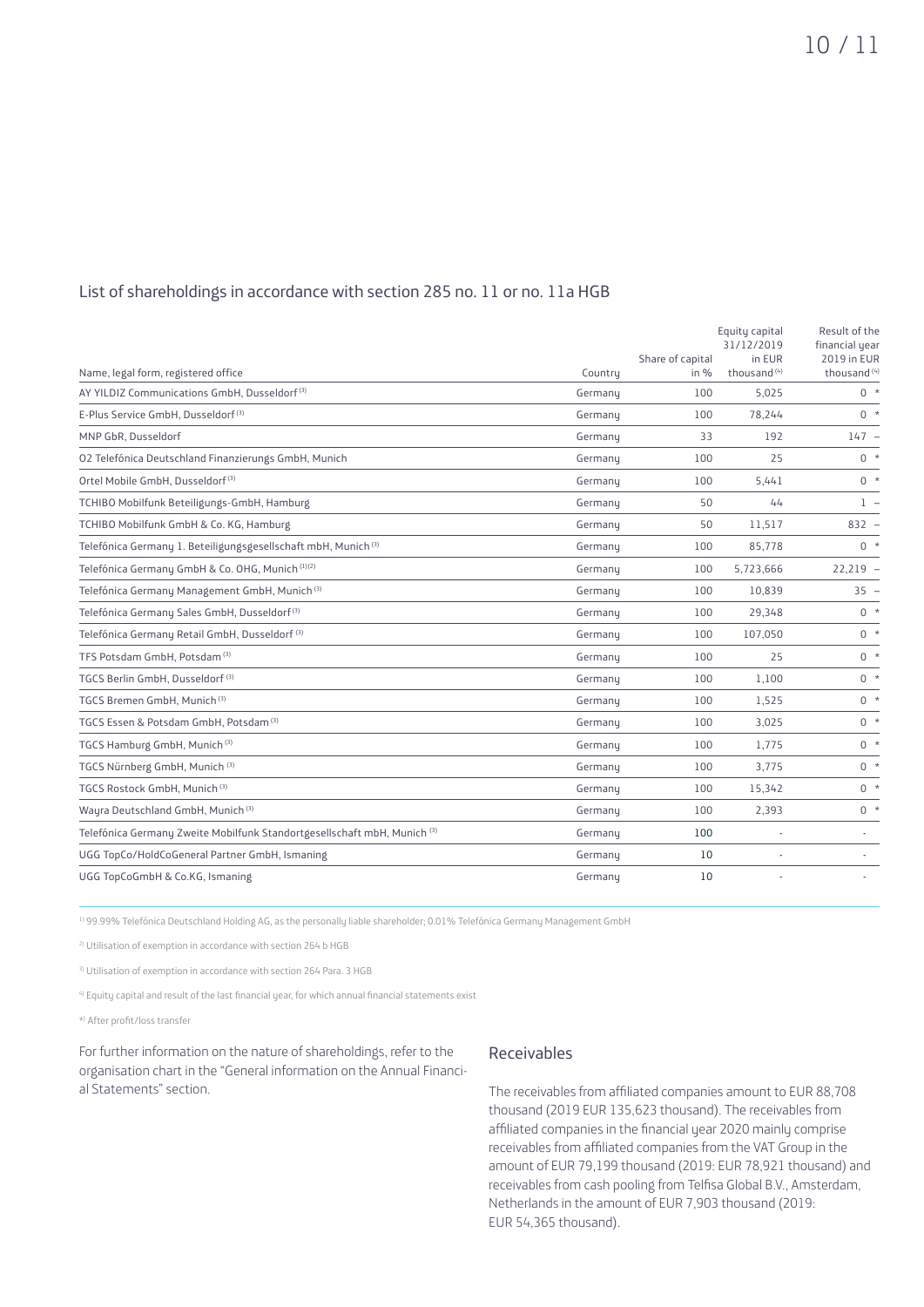## List of shareholdings in accordance with section 285 no. 11 or no. 11a HGB

| Name, legal form, registered office | Country | Share of capital in % | Equity capital 31/12/2019 in EUR thousand [4] | Result of the financial year 2019 in EUR thousand [4] |
|---|---|---|---|---|
| AY YILDIZ Communications GmbH, Dusseldorf [3] | Germany | 100 | 5,025 | 0 * |
| E-Plus Service GmbH, Dusseldorf [3] | Germany | 100 | 78,244 | 0 * |
| MNP GbR, Dusseldorf | Germany | 33 | 192 | 147 – |
| O2 Telefónica Deutschland Finanzierungs GmbH, Munich | Germany | 100 | 25 | 0 * |
| Ortel Mobile GmbH, Dusseldorf [3] | Germany | 100 | 5,441 | 0 * |
| TCHIBO Mobilfunk Beteiligungs-GmbH, Hamburg | Germany | 50 | 44 | 1 – |
| TCHIBO Mobilfunk GmbH & Co. KG, Hamburg | Germany | 50 | 11,517 | 832 – |
| Telefónica Germany 1. Beteiligungsgesellschaft mbH, Munich [3] | Germany | 100 | 85,778 | 0 * |
| Telefónica Germany GmbH & Co. OHG, Munich [1][2] | Germany | 100 | 5,723,666 | 22,219 – |
| Telefónica Germany Management GmbH, Munich [3] | Germany | 100 | 10,839 | 35 – |
| Telefónica Germany Sales GmbH, Dusseldorf [3] | Germany | 100 | 29,348 | 0 * |
| Telefónica Germany Retail GmbH, Dusseldorf [3] | Germany | 100 | 107,050 | 0 * |
| TFS Potsdam GmbH, Potsdam [3] | Germany | 100 | 25 | 0 * |
| TGCS Berlin GmbH, Dusseldorf [3] | Germany | 100 | 1,100 | 0 * |
| TGCS Bremen GmbH, Munich [3] | Germany | 100 | 1,525 | 0 * |
| TGCS Essen & Potsdam GmbH, Potsdam [3] | Germany | 100 | 3,025 | 0 * |
| TGCS Hamburg GmbH, Munich [3] | Germany | 100 | 1,775 | 0 * |
| TGCS Nürnberg GmbH, Munich [3] | Germany | 100 | 3,775 | 0 * |
| TGCS Rostock GmbH, Munich [3] | Germany | 100 | 15,342 | 0 * |
| Wayra Deutschland GmbH, Munich [3] | Germany | 100 | 2,393 | 0 * |
| Telefónica Germany Zweite Mobilfunk Standortgesellschaft mbH, Munich [3] | Germany | 100 | - | - |
| UGG TopCo/HoldCoGeneral Partner GmbH, Ismaning | Germany | 10 | - | - |
| UGG TopCoGmbH & Co.KG, Ismaning | Germany | 10 | - | - |

[1] 99.99% Telefónica Deutschland Holding AG, as the personally liable shareholder; 0.01% Telefónica Germany Management GmbH

[2] Utilisation of exemption in accordance with section 264 b HGB

[3] Utilisation of exemption in accordance with section 264 Para. 3 HGB

[4] Equity capital and result of the last financial year, for which annual financial statements exist

*) After profit/loss transfer

For further information on the nature of shareholdings, refer to the organisation chart in the "General information on the Annual Financial Statements" section.

## Receivables

The receivables from affiliated companies amount to EUR 88,708 thousand (2019 EUR 135,623 thousand). The receivables from affiliated companies in the financial year 2020 mainly comprise receivables from affiliated companies from the VAT Group in the amount of EUR 79,199 thousand (2019: EUR 78,921 thousand) and receivables from cash pooling from Telfisa Global B.V., Amsterdam, Netherlands in the amount of EUR 7,903 thousand (2019: EUR 54,365 thousand).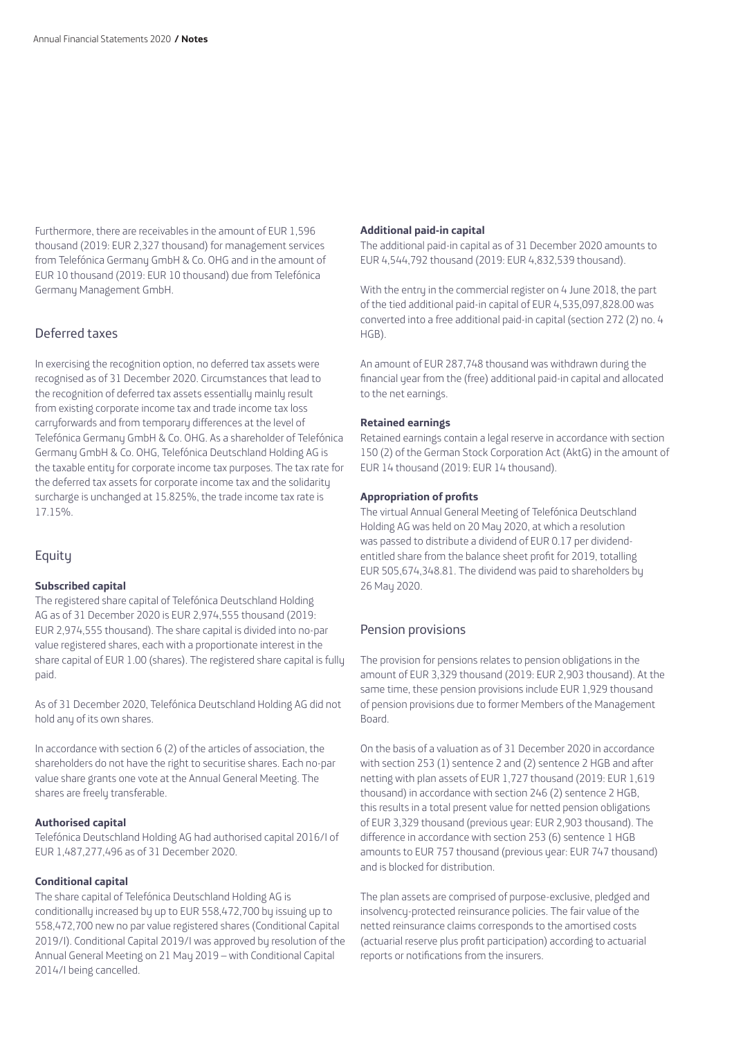Furthermore, there are receivables in the amount of EUR 1,596 thousand (2019: EUR 2,327 thousand) for management services from Telefónica Germany GmbH & Co. OHG and in the amount of EUR 10 thousand (2019: EUR 10 thousand) due from Telefónica Germany Management GmbH.

## Deferred taxes

In exercising the recognition option, no deferred tax assets were recognised as of 31 December 2020. Circumstances that lead to the recognition of deferred tax assets essentially mainly result from existing corporate income tax and trade income tax loss carryforwards and from temporary differences at the level of Telefónica Germany GmbH & Co. OHG. As a shareholder of Telefónica Germany GmbH & Co. OHG, Telefónica Deutschland Holding AG is the taxable entity for corporate income tax purposes. The tax rate for the deferred tax assets for corporate income tax and the solidarity surcharge is unchanged at 15.825%, the trade income tax rate is 17.15%.

## Equity

**Subscribed capital**

The registered share capital of Telefónica Deutschland Holding AG as of 31 December 2020 is EUR 2,974,555 thousand (2019: EUR 2,974,555 thousand). The share capital is divided into no-par value registered shares, each with a proportionate interest in the share capital of EUR 1.00 (shares). The registered share capital is fully paid.

As of 31 December 2020, Telefónica Deutschland Holding AG did not hold any of its own shares.

In accordance with section 6 (2) of the articles of association, the shareholders do not have the right to securitise shares. Each no-par value share grants one vote at the Annual General Meeting. The shares are freely transferable.

**Authorised capital**

Telefónica Deutschland Holding AG had authorised capital 2016/I of EUR 1,487,277,496 as of 31 December 2020.

**Conditional capital**

The share capital of Telefónica Deutschland Holding AG is conditionally increased by up to EUR 558,472,700 by issuing up to 558,472,700 new no par value registered shares (Conditional Capital 2019/I). Conditional Capital 2019/I was approved by resolution of the Annual General Meeting on 21 May 2019 – with Conditional Capital 2014/I being cancelled.

**Additional paid-in capital**

The additional paid-in capital as of 31 December 2020 amounts to EUR 4,544,792 thousand (2019: EUR 4,832,539 thousand).

With the entry in the commercial register on 4 June 2018, the part of the tied additional paid-in capital of EUR 4,535,097,828.00 was converted into a free additional paid-in capital (section 272 (2) no. 4 HGB).

An amount of EUR 287,748 thousand was withdrawn during the financial year from the (free) additional paid-in capital and allocated to the net earnings.

**Retained earnings**

Retained earnings contain a legal reserve in accordance with section 150 (2) of the German Stock Corporation Act (AktG) in the amount of EUR 14 thousand (2019: EUR 14 thousand).

**Appropriation of profits**

The virtual Annual General Meeting of Telefónica Deutschland Holding AG was held on 20 May 2020, at which a resolution was passed to distribute a dividend of EUR 0.17 per dividend-entitled share from the balance sheet profit for 2019, totalling EUR 505,674,348.81. The dividend was paid to shareholders by 26 May 2020.

## Pension provisions

The provision for pensions relates to pension obligations in the amount of EUR 3,329 thousand (2019: EUR 2,903 thousand). At the same time, these pension provisions include EUR 1,929 thousand of pension provisions due to former Members of the Management Board.

On the basis of a valuation as of 31 December 2020 in accordance with section 253 (1) sentence 2 and (2) sentence 2 HGB and after netting with plan assets of EUR 1,727 thousand (2019: EUR 1,619 thousand) in accordance with section 246 (2) sentence 2 HGB, this results in a total present value for netted pension obligations of EUR 3,329 thousand (previous year: EUR 2,903 thousand). The difference in accordance with section 253 (6) sentence 1 HGB amounts to EUR 757 thousand (previous year: EUR 747 thousand) and is blocked for distribution.

The plan assets are comprised of purpose-exclusive, pledged and insolvency-protected reinsurance policies. The fair value of the netted reinsurance claims corresponds to the amortised costs (actuarial reserve plus profit participation) according to actuarial reports or notifications from the insurers.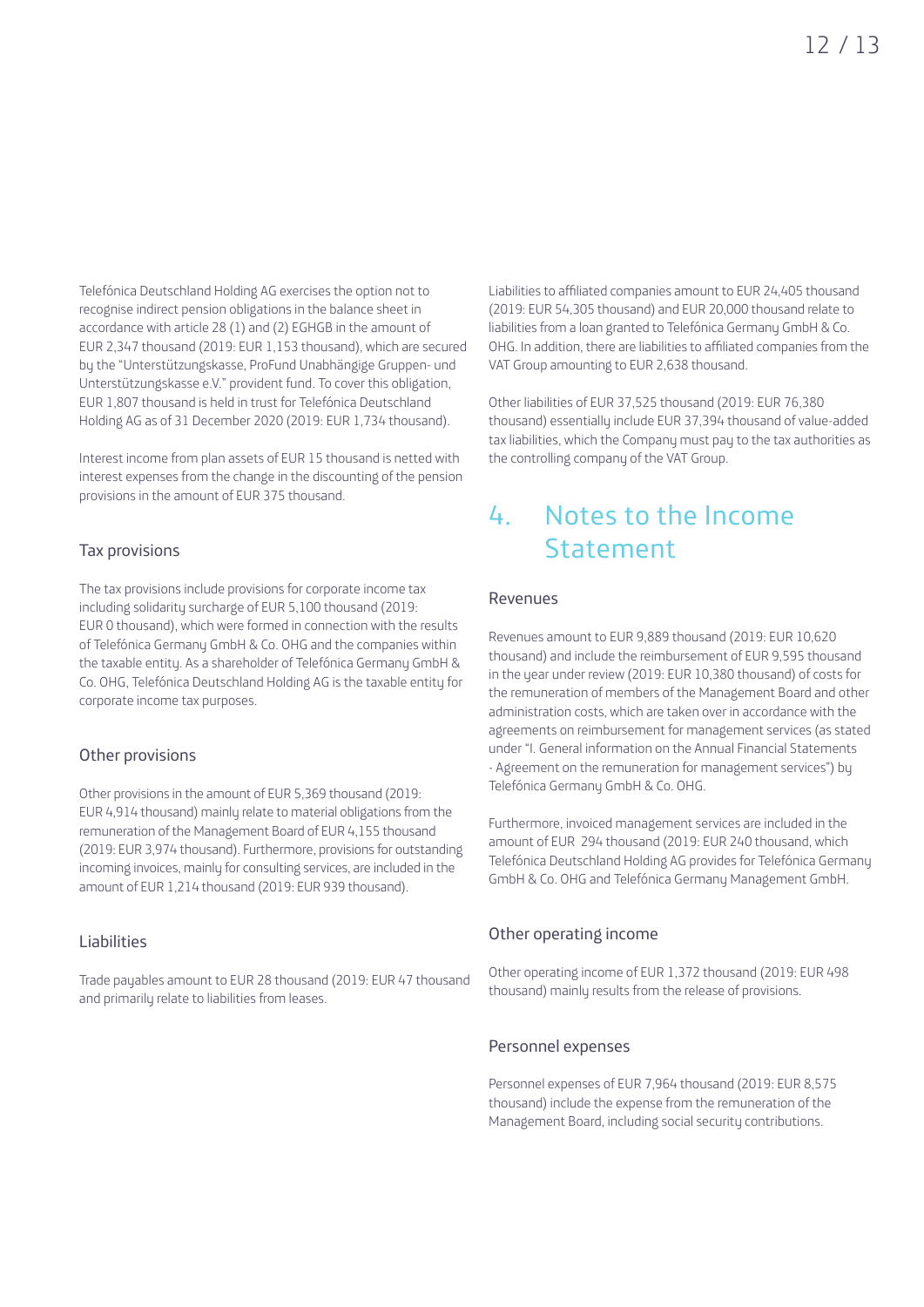Telefónica Deutschland Holding AG exercises the option not to recognise indirect pension obligations in the balance sheet in accordance with article 28 (1) and (2) EGHGB in the amount of EUR 2,347 thousand (2019: EUR 1,153 thousand), which are secured by the "Unterstützungskasse, ProFund Unabhängige Gruppen- und Unterstützungskasse e.V." provident fund. To cover this obligation, EUR 1,807 thousand is held in trust for Telefónica Deutschland Holding AG as of 31 December 2020 (2019: EUR 1,734 thousand).

Interest income from plan assets of EUR 15 thousand is netted with interest expenses from the change in the discounting of the pension provisions in the amount of EUR 375 thousand.

### Tax provisions

The tax provisions include provisions for corporate income tax including solidarity surcharge of EUR 5,100 thousand (2019: EUR 0 thousand), which were formed in connection with the results of Telefónica Germany GmbH & Co. OHG and the companies within the taxable entity. As a shareholder of Telefónica Germany GmbH & Co. OHG, Telefónica Deutschland Holding AG is the taxable entity for corporate income tax purposes.

### Other provisions

Other provisions in the amount of EUR 5,369 thousand (2019: EUR 4,914 thousand) mainly relate to material obligations from the remuneration of the Management Board of EUR 4,155 thousand (2019: EUR 3,974 thousand). Furthermore, provisions for outstanding incoming invoices, mainly for consulting services, are included in the amount of EUR 1,214 thousand (2019: EUR 939 thousand).

### Liabilities

Trade payables amount to EUR 28 thousand (2019: EUR 47 thousand and primarily relate to liabilities from leases.

Liabilities to affiliated companies amount to EUR 24,405 thousand (2019: EUR 54,305 thousand) and EUR 20,000 thousand relate to liabilities from a loan granted to Telefónica Germany GmbH & Co. OHG. In addition, there are liabilities to affiliated companies from the VAT Group amounting to EUR 2,638 thousand.

Other liabilities of EUR 37,525 thousand (2019: EUR 76,380 thousand) essentially include EUR 37,394 thousand of value-added tax liabilities, which the Company must pay to the tax authorities as the controlling company of the VAT Group.

## 4. Notes to the Income Statement

### Revenues

Revenues amount to EUR 9,889 thousand (2019: EUR 10,620 thousand) and include the reimbursement of EUR 9,595 thousand in the year under review (2019: EUR 10,380 thousand) of costs for the remuneration of members of the Management Board and other administration costs, which are taken over in accordance with the agreements on reimbursement for management services (as stated under "I. General information on the Annual Financial Statements - Agreement on the remuneration for management services") by Telefónica Germany GmbH & Co. OHG.

Furthermore, invoiced management services are included in the amount of EUR 294 thousand (2019: EUR 240 thousand, which Telefónica Deutschland Holding AG provides for Telefónica Germany GmbH & Co. OHG and Telefónica Germany Management GmbH.

### Other operating income

Other operating income of EUR 1,372 thousand (2019: EUR 498 thousand) mainly results from the release of provisions.

### Personnel expenses

Personnel expenses of EUR 7,964 thousand (2019: EUR 8,575 thousand) include the expense from the remuneration of the Management Board, including social security contributions.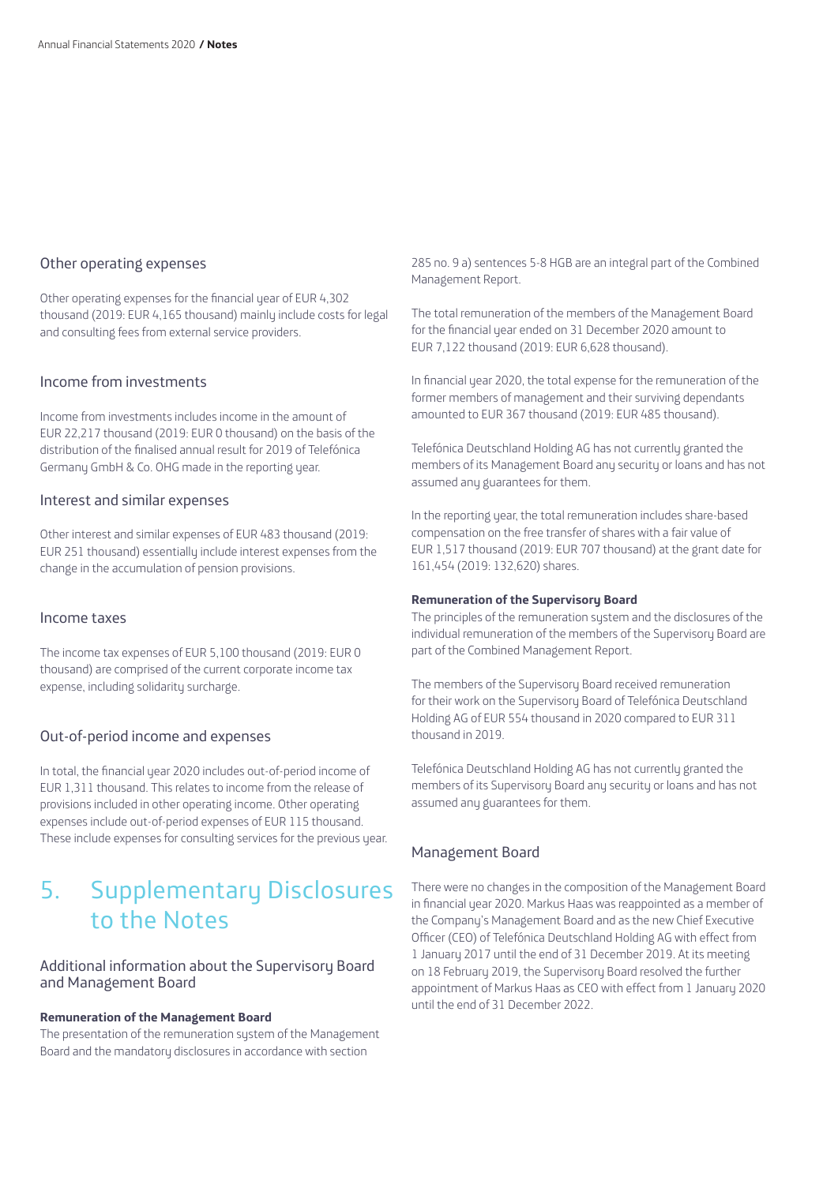### Other operating expenses

Other operating expenses for the financial year of EUR 4,302 thousand (2019: EUR 4,165 thousand) mainly include costs for legal and consulting fees from external service providers.

### Income from investments

Income from investments includes income in the amount of EUR 22,217 thousand (2019: EUR 0 thousand) on the basis of the distribution of the finalised annual result for 2019 of Telefónica Germany GmbH & Co. OHG made in the reporting year.

### Interest and similar expenses

Other interest and similar expenses of EUR 483 thousand (2019: EUR 251 thousand) essentially include interest expenses from the change in the accumulation of pension provisions.

### Income taxes

The income tax expenses of EUR 5,100 thousand (2019: EUR 0 thousand) are comprised of the current corporate income tax expense, including solidarity surcharge.

### Out-of-period income and expenses

In total, the financial year 2020 includes out-of-period income of EUR 1,311 thousand. This relates to income from the release of provisions included in other operating income. Other operating expenses include out-of-period expenses of EUR 115 thousand. These include expenses for consulting services for the previous year.

## 5. Supplementary Disclosures to the Notes

### Additional information about the Supervisory Board and Management Board

**Remuneration of the Management Board**

The presentation of the remuneration system of the Management Board and the mandatory disclosures in accordance with section 285 no. 9 a) sentences 5-8 HGB are an integral part of the Combined Management Report.

The total remuneration of the members of the Management Board for the financial year ended on 31 December 2020 amount to EUR 7,122 thousand (2019: EUR 6,628 thousand).

In financial year 2020, the total expense for the remuneration of the former members of management and their surviving dependants amounted to EUR 367 thousand (2019: EUR 485 thousand).

Telefónica Deutschland Holding AG has not currently granted the members of its Management Board any security or loans and has not assumed any guarantees for them.

In the reporting year, the total remuneration includes share-based compensation on the free transfer of shares with a fair value of EUR 1,517 thousand (2019: EUR 707 thousand) at the grant date for 161,454 (2019: 132,620) shares.

**Remuneration of the Supervisory Board**

The principles of the remuneration system and the disclosures of the individual remuneration of the members of the Supervisory Board are part of the Combined Management Report.

The members of the Supervisory Board received remuneration for their work on the Supervisory Board of Telefónica Deutschland Holding AG of EUR 554 thousand in 2020 compared to EUR 311 thousand in 2019.

Telefónica Deutschland Holding AG has not currently granted the members of its Supervisory Board any security or loans and has not assumed any guarantees for them.

### Management Board

There were no changes in the composition of the Management Board in financial year 2020. Markus Haas was reappointed as a member of the Company's Management Board and as the new Chief Executive Officer (CEO) of Telefónica Deutschland Holding AG with effect from 1 January 2017 until the end of 31 December 2019. At its meeting on 18 February 2019, the Supervisory Board resolved the further appointment of Markus Haas as CEO with effect from 1 January 2020 until the end of 31 December 2022.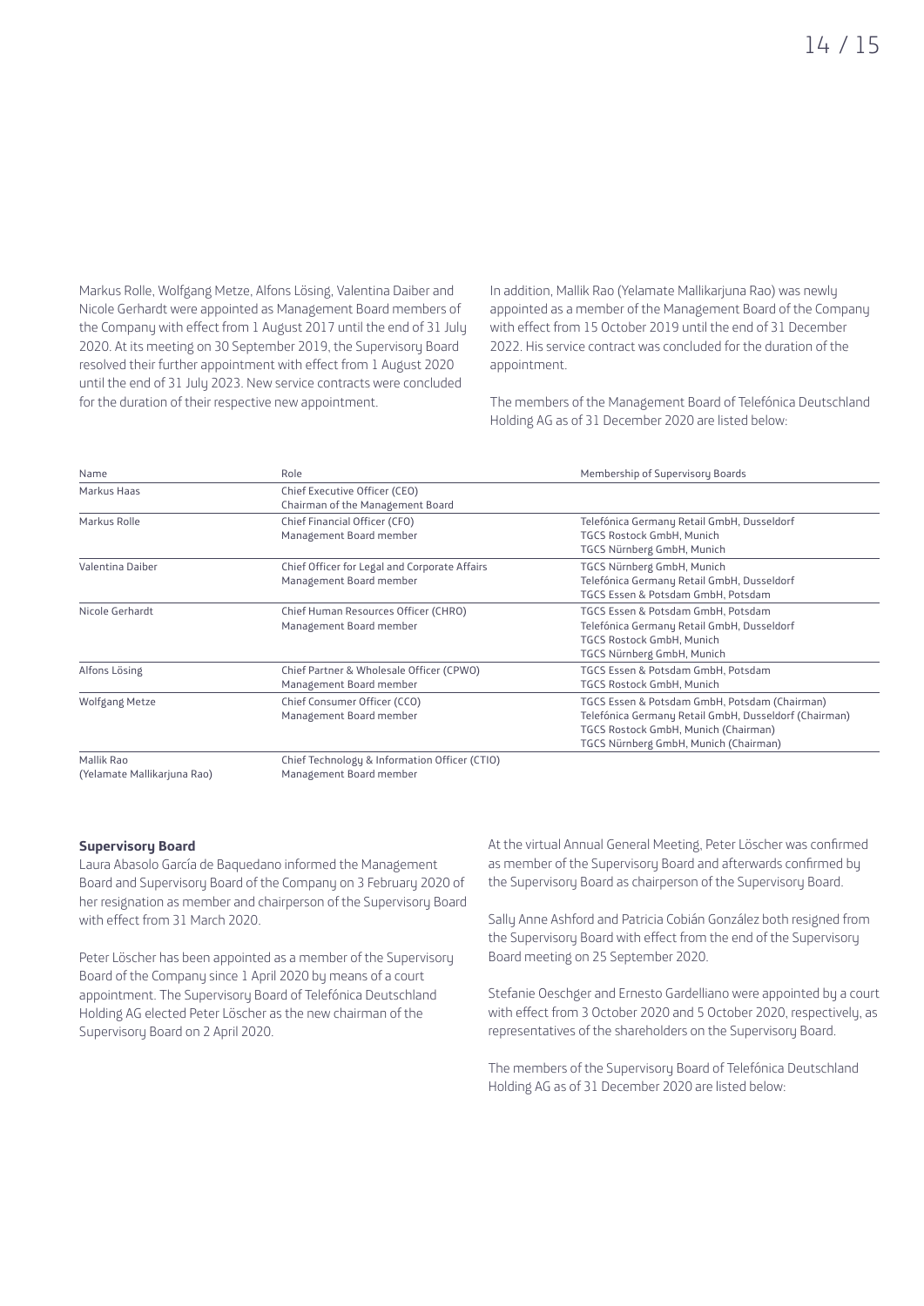Markus Rolle, Wolfgang Metze, Alfons Lösing, Valentina Daiber and Nicole Gerhardt were appointed as Management Board members of the Company with effect from 1 August 2017 until the end of 31 July 2020. At its meeting on 30 September 2019, the Supervisory Board resolved their further appointment with effect from 1 August 2020 until the end of 31 July 2023. New service contracts were concluded for the duration of their respective new appointment.

In addition, Mallik Rao (Yelamate Mallikarjuna Rao) was newly appointed as a member of the Management Board of the Company with effect from 15 October 2019 until the end of 31 December 2022. His service contract was concluded for the duration of the appointment.

The members of the Management Board of Telefónica Deutschland Holding AG as of 31 December 2020 are listed below:

| Name | Role | Membership of Supervisory Boards |
|---|---|---|
| Markus Haas | Chief Executive Officer (CEO)<br>Chairman of the Management Board | |
| Markus Rolle | Chief Financial Officer (CFO)<br>Management Board member | Telefónica Germany Retail GmbH, Dusseldorf<br>TGCS Rostock GmbH, Munich<br>TGCS Nürnberg GmbH, Munich |
| Valentina Daiber | Chief Officer for Legal and Corporate Affairs<br>Management Board member | TGCS Nürnberg GmbH, Munich<br>Telefónica Germany Retail GmbH, Dusseldorf<br>TGCS Essen & Potsdam GmbH, Potsdam |
| Nicole Gerhardt | Chief Human Resources Officer (CHRO)<br>Management Board member | TGCS Essen & Potsdam GmbH, Potsdam<br>Telefónica Germany Retail GmbH, Dusseldorf<br>TGCS Rostock GmbH, Munich<br>TGCS Nürnberg GmbH, Munich |
| Alfons Lösing | Chief Partner & Wholesale Officer (CPWO)<br>Management Board member | TGCS Essen & Potsdam GmbH, Potsdam<br>TGCS Rostock GmbH, Munich |
| Wolfgang Metze | Chief Consumer Officer (CCO)<br>Management Board member | TGCS Essen & Potsdam GmbH, Potsdam (Chairman)<br>Telefónica Germany Retail GmbH, Dusseldorf (Chairman)<br>TGCS Rostock GmbH, Munich (Chairman)<br>TGCS Nürnberg GmbH, Munich (Chairman) |
| Mallik Rao<br>(Yelamate Mallikarjuna Rao) | Chief Technology & Information Officer (CTIO)<br>Management Board member | |

**Supervisory Board**

Laura Abasolo García de Baquedano informed the Management Board and Supervisory Board of the Company on 3 February 2020 of her resignation as member and chairperson of the Supervisory Board with effect from 31 March 2020.

Peter Löscher has been appointed as a member of the Supervisory Board of the Company since 1 April 2020 by means of a court appointment. The Supervisory Board of Telefónica Deutschland Holding AG elected Peter Löscher as the new chairman of the Supervisory Board on 2 April 2020.

At the virtual Annual General Meeting, Peter Löscher was confirmed as member of the Supervisory Board and afterwards confirmed by the Supervisory Board as chairperson of the Supervisory Board.

Sally Anne Ashford and Patricia Cobián González both resigned from the Supervisory Board with effect from the end of the Supervisory Board meeting on 25 September 2020.

Stefanie Oeschger and Ernesto Gardelliano were appointed by a court with effect from 3 October 2020 and 5 October 2020, respectively, as representatives of the shareholders on the Supervisory Board.

The members of the Supervisory Board of Telefónica Deutschland Holding AG as of 31 December 2020 are listed below: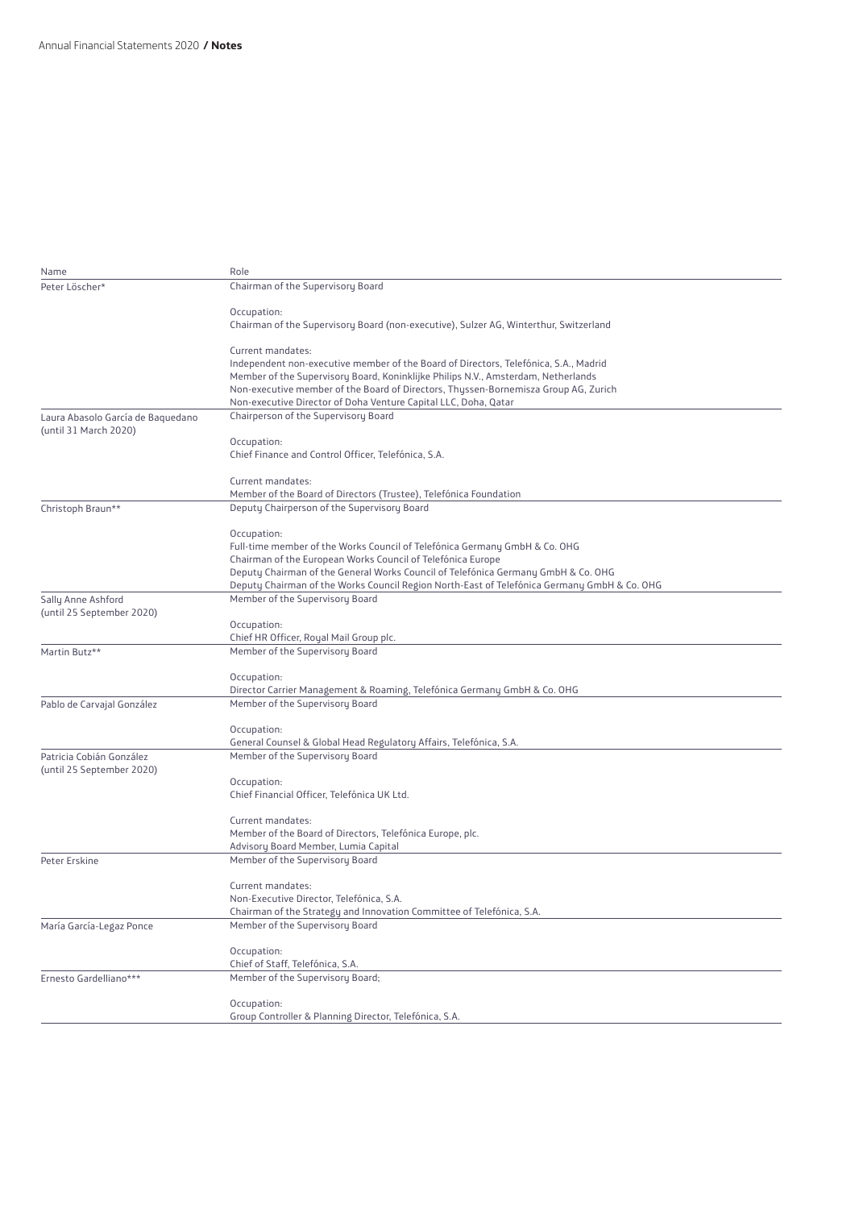| Name | Role |
|---|---|
| Peter Löscher* | Chairman of the Supervisory Board<br><br>Occupation:<br>Chairman of the Supervisory Board (non-executive), Sulzer AG, Winterthur, Switzerland<br><br>Current mandates:<br>Independent non-executive member of the Board of Directors, Telefónica, S.A., Madrid<br>Member of the Supervisory Board, Koninklijke Philips N.V., Amsterdam, Netherlands<br>Non-executive member of the Board of Directors, Thyssen-Bornemisza Group AG, Zurich<br>Non-executive Director of Doha Venture Capital LLC, Doha, Qatar |
| Laura Abasolo García de Baquedano (until 31 March 2020) | Chairperson of the Supervisory Board<br><br>Occupation:<br>Chief Finance and Control Officer, Telefónica, S.A.<br><br>Current mandates:<br>Member of the Board of Directors (Trustee), Telefónica Foundation |
| Christoph Braun** | Deputy Chairperson of the Supervisory Board<br><br>Occupation:<br>Full-time member of the Works Council of Telefónica Germany GmbH & Co. OHG<br>Chairman of the European Works Council of Telefónica Europe<br>Deputy Chairman of the General Works Council of Telefónica Germany GmbH & Co. OHG<br>Deputy Chairman of the Works Council Region North-East of Telefónica Germany GmbH & Co. OHG |
| Sally Anne Ashford (until 25 September 2020) | Member of the Supervisory Board<br><br>Occupation:<br>Chief HR Officer, Royal Mail Group plc. |
| Martin Butz** | Member of the Supervisory Board<br><br>Occupation:<br>Director Carrier Management & Roaming, Telefónica Germany GmbH & Co. OHG |
| Pablo de Carvajal González | Member of the Supervisory Board<br><br>Occupation:<br>General Counsel & Global Head Regulatory Affairs, Telefónica, S.A. |
| Patricia Cobián González (until 25 September 2020) | Member of the Supervisory Board<br><br>Occupation:<br>Chief Financial Officer, Telefónica UK Ltd.<br><br>Current mandates:<br>Member of the Board of Directors, Telefónica Europe, plc.<br>Advisory Board Member, Lumia Capital |
| Peter Erskine | Member of the Supervisory Board<br><br>Current mandates:<br>Non-Executive Director, Telefónica, S.A.<br>Chairman of the Strategy and Innovation Committee of Telefónica, S.A. |
| María García-Legaz Ponce | Member of the Supervisory Board<br><br>Occupation:<br>Chief of Staff, Telefónica, S.A. |
| Ernesto Gardelliano*** | Member of the Supervisory Board;<br><br>Occupation:<br>Group Controller & Planning Director, Telefónica, S.A. |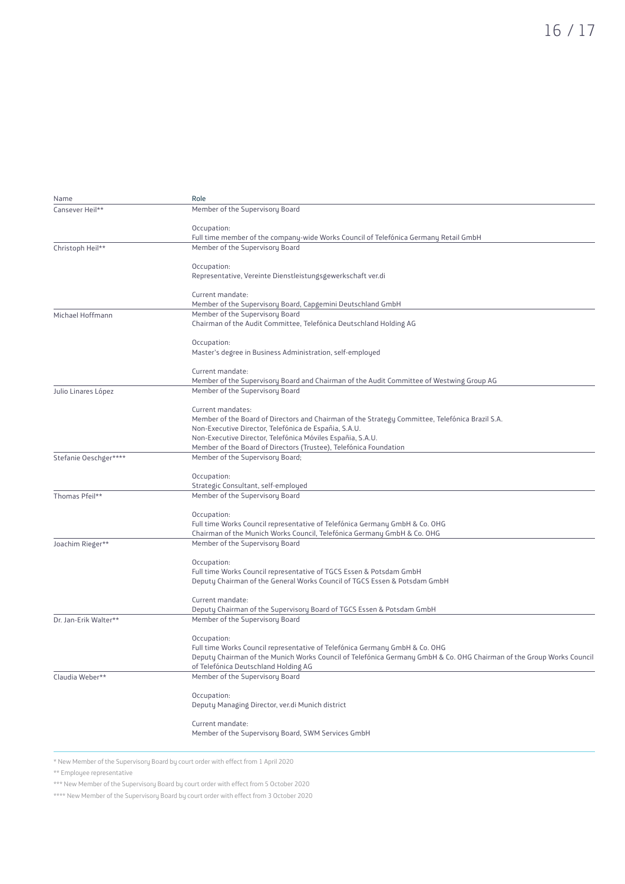| Name | Role |
| --- | --- |
| Cansever Heil** | Member of the Supervisory Board<br><br>Occupation:<br>Full time member of the company-wide Works Council of Telefónica Germany Retail GmbH |
| Christoph Heil** | Member of the Supervisory Board<br><br>Occupation:<br>Representative, Vereinte Dienstleistungsgewerkschaft ver.di<br><br>Current mandate:<br>Member of the Supervisory Board, Capgemini Deutschland GmbH |
| Michael Hoffmann | Member of the Supervisory Board<br>Chairman of the Audit Committee, Telefónica Deutschland Holding AG<br><br>Occupation:<br>Master's degree in Business Administration, self-employed<br><br>Current mandate:<br>Member of the Supervisory Board and Chairman of the Audit Committee of Westwing Group AG |
| Julio Linares López | Member of the Supervisory Board<br><br>Current mandates:<br>Member of the Board of Directors and Chairman of the Strategy Committee, Telefónica Brazil S.A.<br>Non-Executive Director, Telefónica de España, S.A.U.<br>Non-Executive Director, Telefónica Móviles España, S.A.U.<br>Member of the Board of Directors (Trustee), Telefónica Foundation |
| Stefanie Oeschger**** | Member of the Supervisory Board;<br><br>Occupation:<br>Strategic Consultant, self-employed |
| Thomas Pfeil** | Member of the Supervisory Board<br><br>Occupation:<br>Full time Works Council representative of Telefónica Germany GmbH & Co. OHG<br>Chairman of the Munich Works Council, Telefónica Germany GmbH & Co. OHG |
| Joachim Rieger** | Member of the Supervisory Board<br><br>Occupation:<br>Full time Works Council representative of TGCS Essen & Potsdam GmbH<br>Deputy Chairman of the General Works Council of TGCS Essen & Potsdam GmbH<br><br>Current mandate:<br>Deputy Chairman of the Supervisory Board of TGCS Essen & Potsdam GmbH |
| Dr. Jan-Erik Walter** | Member of the Supervisory Board<br><br>Occupation:<br>Full time Works Council representative of Telefónica Germany GmbH & Co. OHG<br>Deputy Chairman of the Munich Works Council of Telefónica Germany GmbH & Co. OHG Chairman of the Group Works Council of Telefónica Deutschland Holding AG |
| Claudia Weber** | Member of the Supervisory Board<br><br>Occupation:<br>Deputy Managing Director, ver.di Munich district<br><br>Current mandate:<br>Member of the Supervisory Board, SWM Services GmbH |

* New Member of the Supervisory Board by court order with effect from 1 April 2020

** Employee representative

*** New Member of the Supervisory Board by court order with effect from 5 October 2020

**** New Member of the Supervisory Board by court order with effect from 3 October 2020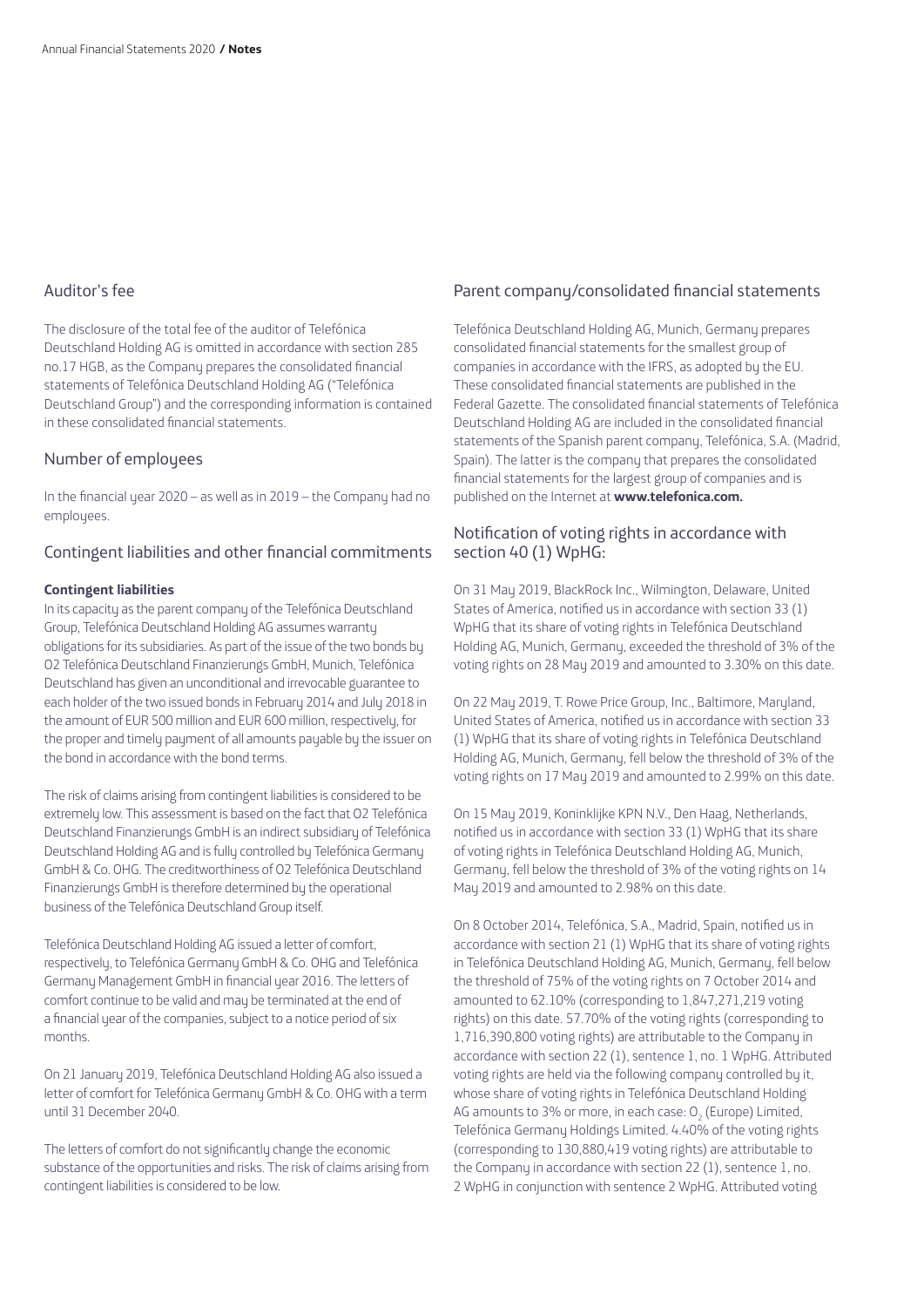## Auditor's fee

The disclosure of the total fee of the auditor of Telefónica Deutschland Holding AG is omitted in accordance with section 285 no.17 HGB, as the Company prepares the consolidated financial statements of Telefónica Deutschland Holding AG ("Telefónica Deutschland Group") and the corresponding information is contained in these consolidated financial statements.

## Number of employees

In the financial year 2020 – as well as in 2019 – the Company had no employees.

## Contingent liabilities and other financial commitments

**Contingent liabilities**

In its capacity as the parent company of the Telefónica Deutschland Group, Telefónica Deutschland Holding AG assumes warranty obligations for its subsidiaries. As part of the issue of the two bonds by O2 Telefónica Deutschland Finanzierungs GmbH, Munich, Telefónica Deutschland has given an unconditional and irrevocable guarantee to each holder of the two issued bonds in February 2014 and July 2018 in the amount of EUR 500 million and EUR 600 million, respectively, for the proper and timely payment of all amounts payable by the issuer on the bond in accordance with the bond terms.

The risk of claims arising from contingent liabilities is considered to be extremely low. This assessment is based on the fact that O2 Telefónica Deutschland Finanzierungs GmbH is an indirect subsidiary of Telefónica Deutschland Holding AG and is fully controlled by Telefónica Germany GmbH & Co. OHG. The creditworthiness of O2 Telefónica Deutschland Finanzierungs GmbH is therefore determined by the operational business of the Telefónica Deutschland Group itself.

Telefónica Deutschland Holding AG issued a letter of comfort, respectively, to Telefónica Germany GmbH & Co. OHG and Telefónica Germany Management GmbH in financial year 2016. The letters of comfort continue to be valid and may be terminated at the end of a financial year of the companies, subject to a notice period of six months.

On 21 January 2019, Telefónica Deutschland Holding AG also issued a letter of comfort for Telefónica Germany GmbH & Co. OHG with a term until 31 December 2040.

The letters of comfort do not significantly change the economic substance of the opportunities and risks. The risk of claims arising from contingent liabilities is considered to be low.

## Parent company/consolidated financial statements

Telefónica Deutschland Holding AG, Munich, Germany prepares consolidated financial statements for the smallest group of companies in accordance with the IFRS, as adopted by the EU. These consolidated financial statements are published in the Federal Gazette. The consolidated financial statements of Telefónica Deutschland Holding AG are included in the consolidated financial statements of the Spanish parent company, Telefónica, S.A. (Madrid, Spain). The latter is the company that prepares the consolidated financial statements for the largest group of companies and is published on the Internet at **www.telefonica.com.**

## Notification of voting rights in accordance with section 40 (1) WpHG:

On 31 May 2019, BlackRock Inc., Wilmington, Delaware, United States of America, notified us in accordance with section 33 (1) WpHG that its share of voting rights in Telefónica Deutschland Holding AG, Munich, Germany, exceeded the threshold of 3% of the voting rights on 28 May 2019 and amounted to 3.30% on this date.

On 22 May 2019, T. Rowe Price Group, Inc., Baltimore, Maryland, United States of America, notified us in accordance with section 33 (1) WpHG that its share of voting rights in Telefónica Deutschland Holding AG, Munich, Germany, fell below the threshold of 3% of the voting rights on 17 May 2019 and amounted to 2.99% on this date.

On 15 May 2019, Koninklijke KPN N.V., Den Haag, Netherlands, notified us in accordance with section 33 (1) WpHG that its share of voting rights in Telefónica Deutschland Holding AG, Munich, Germany, fell below the threshold of 3% of the voting rights on 14 May 2019 and amounted to 2.98% on this date.

On 8 October 2014, Telefónica, S.A., Madrid, Spain, notified us in accordance with section 21 (1) WpHG that its share of voting rights in Telefónica Deutschland Holding AG, Munich, Germany, fell below the threshold of 75% of the voting rights on 7 October 2014 and amounted to 62.10% (corresponding to 1,847,271,219 voting rights) on this date. 57.70% of the voting rights (corresponding to 1,716,390,800 voting rights) are attributable to the Company in accordance with section 22 (1), sentence 1, no. 1 WpHG. Attributed voting rights are held via the following company controlled by it, whose share of voting rights in Telefónica Deutschland Holding AG amounts to 3% or more, in each case: $O_2$ (Europe) Limited, Telefónica Germany Holdings Limited. 4.40% of the voting rights (corresponding to 130,880,419 voting rights) are attributable to the Company in accordance with section 22 (1), sentence 1, no. 2 WpHG in conjunction with sentence 2 WpHG. Attributed voting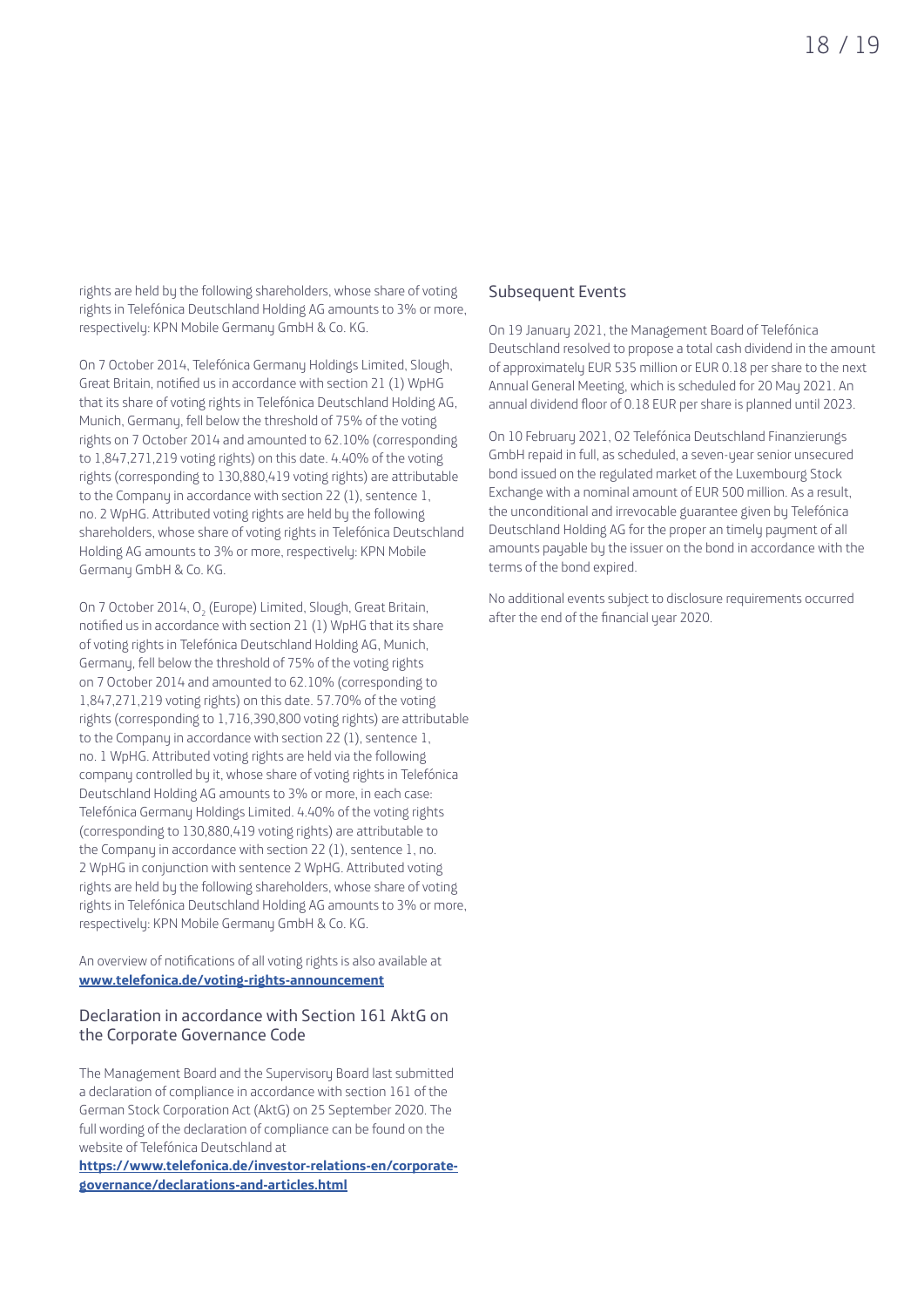rights are held by the following shareholders, whose share of voting rights in Telefónica Deutschland Holding AG amounts to 3% or more, respectively: KPN Mobile Germany GmbH & Co. KG.

On 7 October 2014, Telefónica Germany Holdings Limited, Slough, Great Britain, notified us in accordance with section 21 (1) WpHG that its share of voting rights in Telefónica Deutschland Holding AG, Munich, Germany, fell below the threshold of 75% of the voting rights on 7 October 2014 and amounted to 62.10% (corresponding to 1,847,271,219 voting rights) on this date. 4.40% of the voting rights (corresponding to 130,880,419 voting rights) are attributable to the Company in accordance with section 22 (1), sentence 1, no. 2 WpHG. Attributed voting rights are held by the following shareholders, whose share of voting rights in Telefónica Deutschland Holding AG amounts to 3% or more, respectively: KPN Mobile Germany GmbH & Co. KG.

On 7 October 2014, $O_2$ (Europe) Limited, Slough, Great Britain, notified us in accordance with section 21 (1) WpHG that its share of voting rights in Telefónica Deutschland Holding AG, Munich, Germany, fell below the threshold of 75% of the voting rights on 7 October 2014 and amounted to 62.10% (corresponding to 1,847,271,219 voting rights) on this date. 57.70% of the voting rights (corresponding to 1,716,390,800 voting rights) are attributable to the Company in accordance with section 22 (1), sentence 1, no. 1 WpHG. Attributed voting rights are held via the following company controlled by it, whose share of voting rights in Telefónica Deutschland Holding AG amounts to 3% or more, in each case: Telefónica Germany Holdings Limited. 4.40% of the voting rights (corresponding to 130,880,419 voting rights) are attributable to the Company in accordance with section 22 (1), sentence 1, no. 2 WpHG in conjunction with sentence 2 WpHG. Attributed voting rights are held by the following shareholders, whose share of voting rights in Telefónica Deutschland Holding AG amounts to 3% or more, respectively: KPN Mobile Germany GmbH & Co. KG.

An overview of notifications of all voting rights is also available at **www.telefonica.de/voting-rights-announcement**

## Declaration in accordance with Section 161 AktG on the Corporate Governance Code

The Management Board and the Supervisory Board last submitted a declaration of compliance in accordance with section 161 of the German Stock Corporation Act (AktG) on 25 September 2020. The full wording of the declaration of compliance can be found on the website of Telefónica Deutschland at **https://www.telefonica.de/investor-relations-en/corporate-governance/declarations-and-articles.html**

## Subsequent Events

On 19 January 2021, the Management Board of Telefónica Deutschland resolved to propose a total cash dividend in the amount of approximately EUR 535 million or EUR 0.18 per share to the next Annual General Meeting, which is scheduled for 20 May 2021. An annual dividend floor of 0.18 EUR per share is planned until 2023.

On 10 February 2021, O2 Telefónica Deutschland Finanzierungs GmbH repaid in full, as scheduled, a seven-year senior unsecured bond issued on the regulated market of the Luxembourg Stock Exchange with a nominal amount of EUR 500 million. As a result, the unconditional and irrevocable guarantee given by Telefónica Deutschland Holding AG for the proper an timely payment of all amounts payable by the issuer on the bond in accordance with the terms of the bond expired.

No additional events subject to disclosure requirements occurred after the end of the financial year 2020.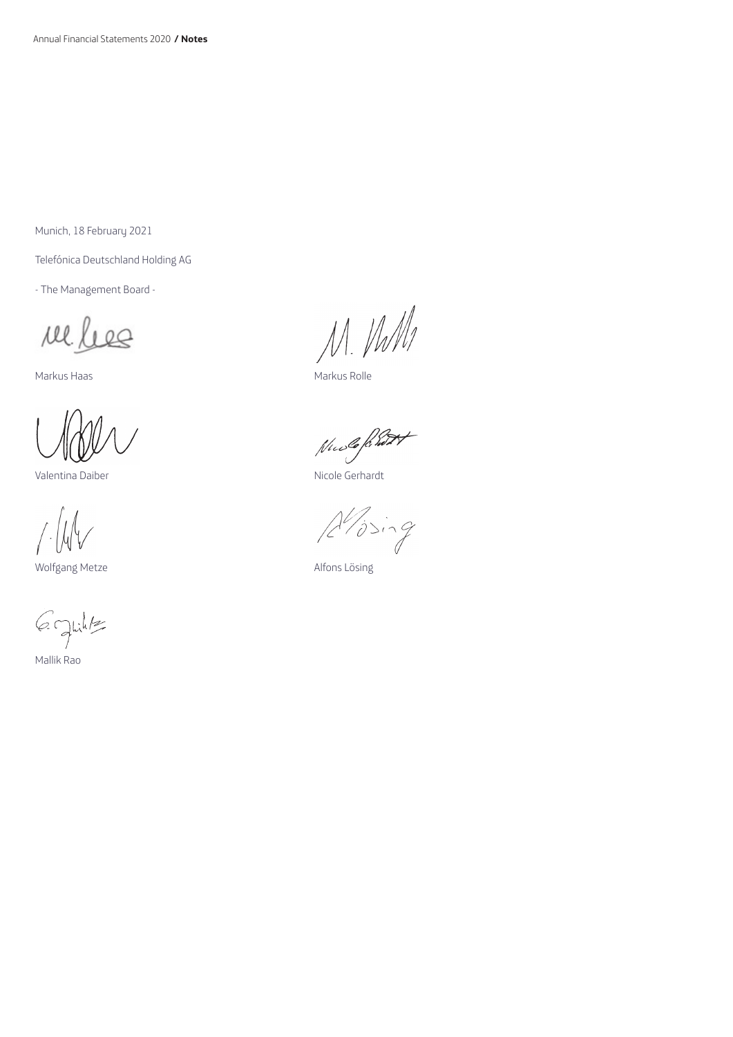Munich, 18 February 2021

Telefónica Deutschland Holding AG

- The Management Board -

Markus Haas

Markus Rolle

Valentina Daiber

Nicole Gerhardt

Wolfgang Metze

Alfons Lösing

Mallik Rao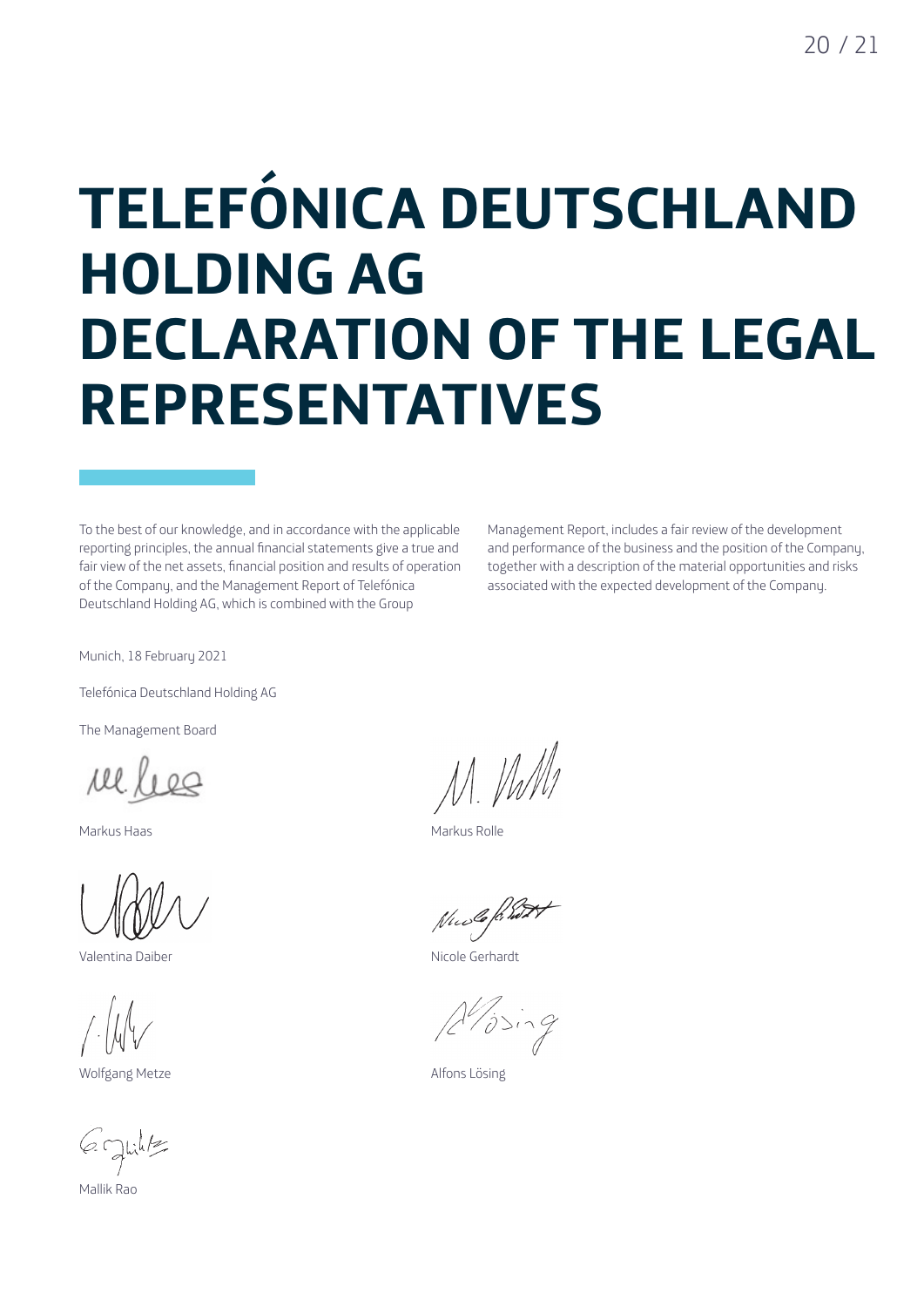# TELEFÓNICA DEUTSCHLAND HOLDING AG DECLARATION OF THE LEGAL REPRESENTATIVES

To the best of our knowledge, and in accordance with the applicable reporting principles, the annual financial statements give a true and fair view of the net assets, financial position and results of operation of the Company, and the Management Report of Telefónica Deutschland Holding AG, which is combined with the Group Management Report, includes a fair review of the development and performance of the business and the position of the Company, together with a description of the material opportunities and risks associated with the expected development of the Company.

Munich, 18 February 2021

Telefónica Deutschland Holding AG

The Management Board

Markus Haas

Markus Rolle

Valentina Daiber

Nicole Gerhardt

Wolfgang Metze

Alfons Lösing

Mallik Rao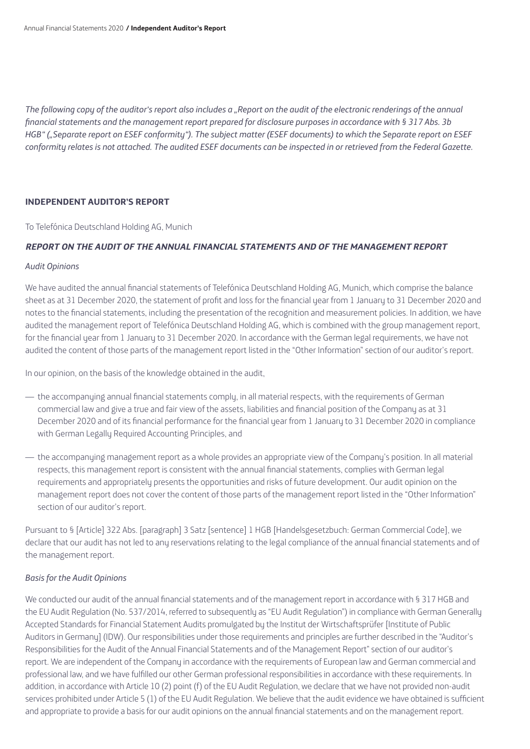*The following copy of the auditor's report also includes a „Report on the audit of the electronic renderings of the annual financial statements and the management report prepared for disclosure purposes in accordance with § 317 Abs. 3b HGB" („Separate report on ESEF conformity"). The subject matter (ESEF documents) to which the Separate report on ESEF conformity relates is not attached. The audited ESEF documents can be inspected in or retrieved from the Federal Gazette.*

## INDEPENDENT AUDITOR'S REPORT

To Telefónica Deutschland Holding AG, Munich

### *REPORT ON THE AUDIT OF THE ANNUAL FINANCIAL STATEMENTS AND OF THE MANAGEMENT REPORT*

*Audit Opinions*

We have audited the annual financial statements of Telefónica Deutschland Holding AG, Munich, which comprise the balance sheet as at 31 December 2020, the statement of profit and loss for the financial year from 1 January to 31 December 2020 and notes to the financial statements, including the presentation of the recognition and measurement policies. In addition, we have audited the management report of Telefónica Deutschland Holding AG, which is combined with the group management report, for the financial year from 1 January to 31 December 2020. In accordance with the German legal requirements, we have not audited the content of those parts of the management report listed in the "Other Information" section of our auditor's report.

In our opinion, on the basis of the knowledge obtained in the audit,

- the accompanying annual financial statements comply, in all material respects, with the requirements of German commercial law and give a true and fair view of the assets, liabilities and financial position of the Company as at 31 December 2020 and of its financial performance for the financial year from 1 January to 31 December 2020 in compliance with German Legally Required Accounting Principles, and
- the accompanying management report as a whole provides an appropriate view of the Company's position. In all material respects, this management report is consistent with the annual financial statements, complies with German legal requirements and appropriately presents the opportunities and risks of future development. Our audit opinion on the management report does not cover the content of those parts of the management report listed in the "Other Information" section of our auditor's report.

Pursuant to § [Article] 322 Abs. [paragraph] 3 Satz [sentence] 1 HGB [Handelsgesetzbuch: German Commercial Code], we declare that our audit has not led to any reservations relating to the legal compliance of the annual financial statements and of the management report.

*Basis for the Audit Opinions*

We conducted our audit of the annual financial statements and of the management report in accordance with § 317 HGB and the EU Audit Regulation (No. 537/2014, referred to subsequently as "EU Audit Regulation") in compliance with German Generally Accepted Standards for Financial Statement Audits promulgated by the Institut der Wirtschaftsprüfer [Institute of Public Auditors in Germany] (IDW). Our responsibilities under those requirements and principles are further described in the "Auditor's Responsibilities for the Audit of the Annual Financial Statements and of the Management Report" section of our auditor's report. We are independent of the Company in accordance with the requirements of European law and German commercial and professional law, and we have fulfilled our other German professional responsibilities in accordance with these requirements. In addition, in accordance with Article 10 (2) point (f) of the EU Audit Regulation, we declare that we have not provided non-audit services prohibited under Article 5 (1) of the EU Audit Regulation. We believe that the audit evidence we have obtained is sufficient and appropriate to provide a basis for our audit opinions on the annual financial statements and on the management report.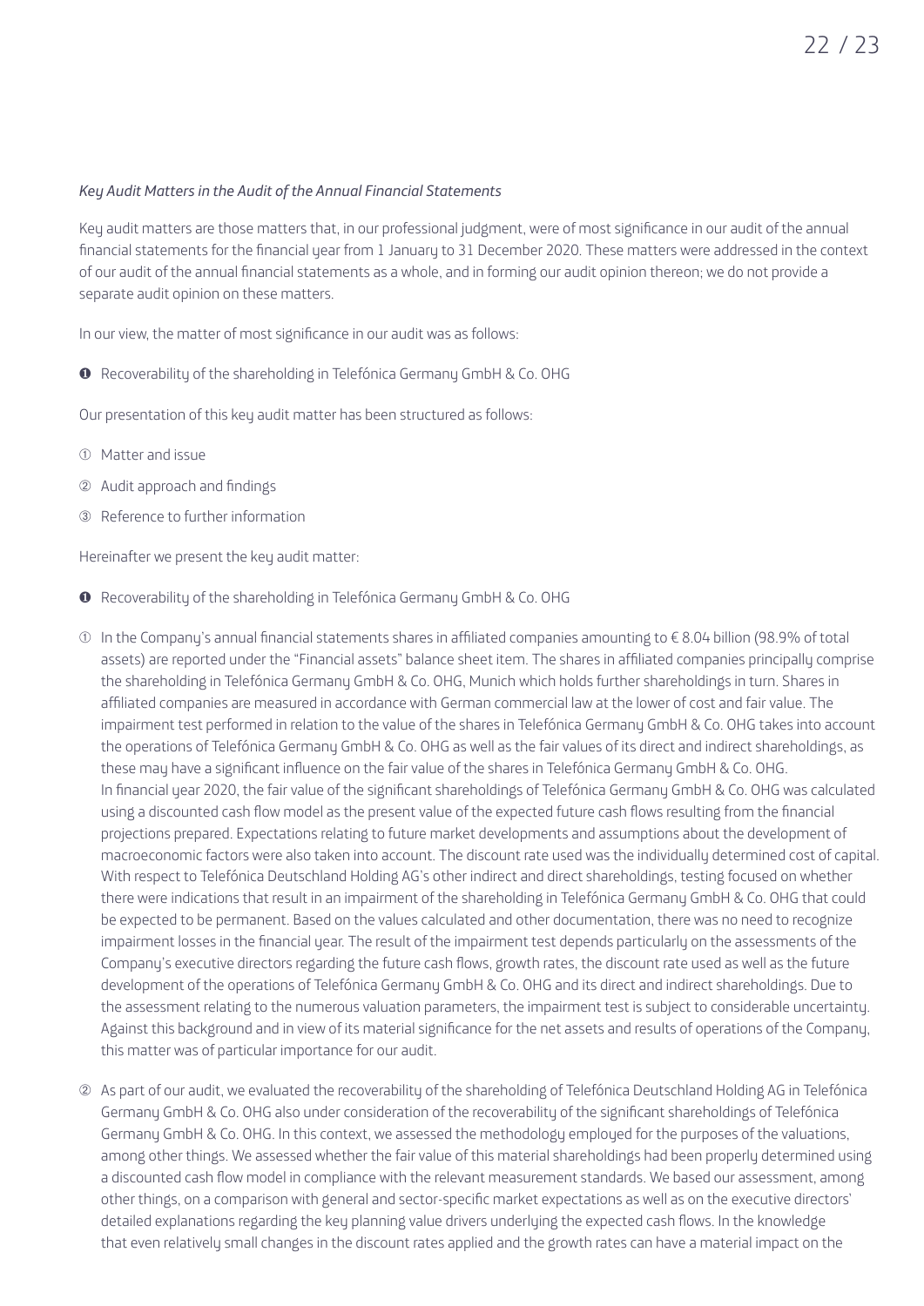*Key Audit Matters in the Audit of the Annual Financial Statements*

Key audit matters are those matters that, in our professional judgment, were of most significance in our audit of the annual financial statements for the financial year from 1 January to 31 December 2020. These matters were addressed in the context of our audit of the annual financial statements as a whole, and in forming our audit opinion thereon; we do not provide a separate audit opinion on these matters.

In our view, the matter of most significance in our audit was as follows:

❶ Recoverability of the shareholding in Telefónica Germany GmbH & Co. OHG

Our presentation of this key audit matter has been structured as follows:

① Matter and issue

② Audit approach and findings

③ Reference to further information

Hereinafter we present the key audit matter:

❶ Recoverability of the shareholding in Telefónica Germany GmbH & Co. OHG

① In the Company's annual financial statements shares in affiliated companies amounting to € 8.04 billion (98.9% of total assets) are reported under the "Financial assets" balance sheet item. The shares in affiliated companies principally comprise the shareholding in Telefónica Germany GmbH & Co. OHG, Munich which holds further shareholdings in turn. Shares in affiliated companies are measured in accordance with German commercial law at the lower of cost and fair value. The impairment test performed in relation to the value of the shares in Telefónica Germany GmbH & Co. OHG takes into account the operations of Telefónica Germany GmbH & Co. OHG as well as the fair values of its direct and indirect shareholdings, as these may have a significant influence on the fair value of the shares in Telefónica Germany GmbH & Co. OHG. In financial year 2020, the fair value of the significant shareholdings of Telefónica Germany GmbH & Co. OHG was calculated using a discounted cash flow model as the present value of the expected future cash flows resulting from the financial projections prepared. Expectations relating to future market developments and assumptions about the development of macroeconomic factors were also taken into account. The discount rate used was the individually determined cost of capital. With respect to Telefónica Deutschland Holding AG's other indirect and direct shareholdings, testing focused on whether there were indications that result in an impairment of the shareholding in Telefónica Germany GmbH & Co. OHG that could be expected to be permanent. Based on the values calculated and other documentation, there was no need to recognize impairment losses in the financial year. The result of the impairment test depends particularly on the assessments of the Company's executive directors regarding the future cash flows, growth rates, the discount rate used as well as the future development of the operations of Telefónica Germany GmbH & Co. OHG and its direct and indirect shareholdings. Due to the assessment relating to the numerous valuation parameters, the impairment test is subject to considerable uncertainty. Against this background and in view of its material significance for the net assets and results of operations of the Company, this matter was of particular importance for our audit.

② As part of our audit, we evaluated the recoverability of the shareholding of Telefónica Deutschland Holding AG in Telefónica Germany GmbH & Co. OHG also under consideration of the recoverability of the significant shareholdings of Telefónica Germany GmbH & Co. OHG. In this context, we assessed the methodology employed for the purposes of the valuations, among other things. We assessed whether the fair value of this material shareholdings had been properly determined using a discounted cash flow model in compliance with the relevant measurement standards. We based our assessment, among other things, on a comparison with general and sector-specific market expectations as well as on the executive directors' detailed explanations regarding the key planning value drivers underlying the expected cash flows. In the knowledge that even relatively small changes in the discount rates applied and the growth rates can have a material impact on the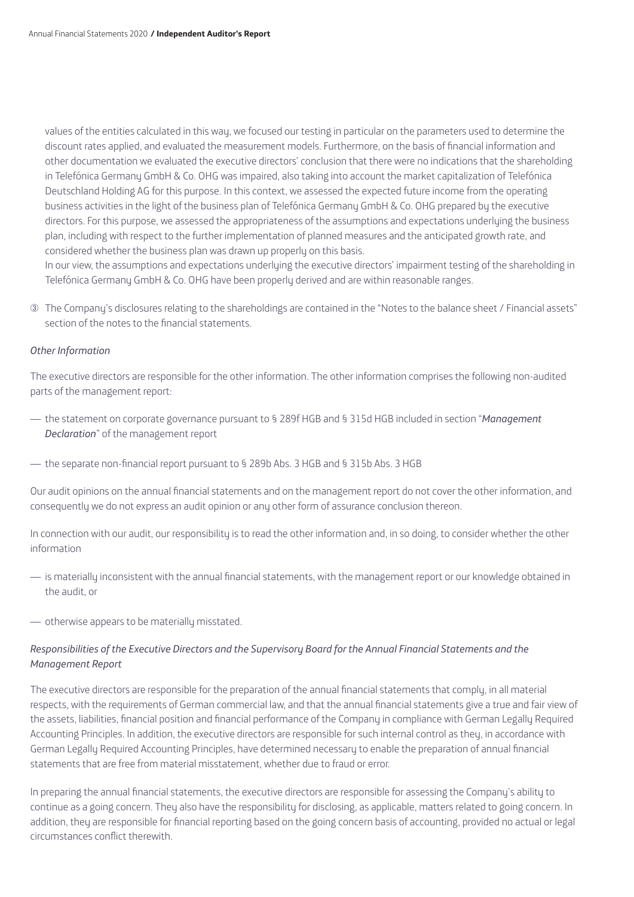values of the entities calculated in this way, we focused our testing in particular on the parameters used to determine the discount rates applied, and evaluated the measurement models. Furthermore, on the basis of financial information and other documentation we evaluated the executive directors' conclusion that there were no indications that the shareholding in Telefónica Germany GmbH & Co. OHG was impaired, also taking into account the market capitalization of Telefónica Deutschland Holding AG for this purpose. In this context, we assessed the expected future income from the operating business activities in the light of the business plan of Telefónica Germany GmbH & Co. OHG prepared by the executive directors. For this purpose, we assessed the appropriateness of the assumptions and expectations underlying the business plan, including with respect to the further implementation of planned measures and the anticipated growth rate, and considered whether the business plan was drawn up properly on this basis.
In our view, the assumptions and expectations underlying the executive directors' impairment testing of the shareholding in Telefónica Germany GmbH & Co. OHG have been properly derived and are within reasonable ranges.

③ The Company's disclosures relating to the shareholdings are contained in the "Notes to the balance sheet / Financial assets" section of the notes to the financial statements.

*Other Information*

The executive directors are responsible for the other information. The other information comprises the following non-audited parts of the management report:

- the statement on corporate governance pursuant to § 289f HGB and § 315d HGB included in section "*Management Declaration*" of the management report
- the separate non-financial report pursuant to § 289b Abs. 3 HGB and § 315b Abs. 3 HGB

Our audit opinions on the annual financial statements and on the management report do not cover the other information, and consequently we do not express an audit opinion or any other form of assurance conclusion thereon.

In connection with our audit, our responsibility is to read the other information and, in so doing, to consider whether the other information

- is materially inconsistent with the annual financial statements, with the management report or our knowledge obtained in the audit, or
- otherwise appears to be materially misstated.

*Responsibilities of the Executive Directors and the Supervisory Board for the Annual Financial Statements and the Management Report*

The executive directors are responsible for the preparation of the annual financial statements that comply, in all material respects, with the requirements of German commercial law, and that the annual financial statements give a true and fair view of the assets, liabilities, financial position and financial performance of the Company in compliance with German Legally Required Accounting Principles. In addition, the executive directors are responsible for such internal control as they, in accordance with German Legally Required Accounting Principles, have determined necessary to enable the preparation of annual financial statements that are free from material misstatement, whether due to fraud or error.

In preparing the annual financial statements, the executive directors are responsible for assessing the Company's ability to continue as a going concern. They also have the responsibility for disclosing, as applicable, matters related to going concern. In addition, they are responsible for financial reporting based on the going concern basis of accounting, provided no actual or legal circumstances conflict therewith.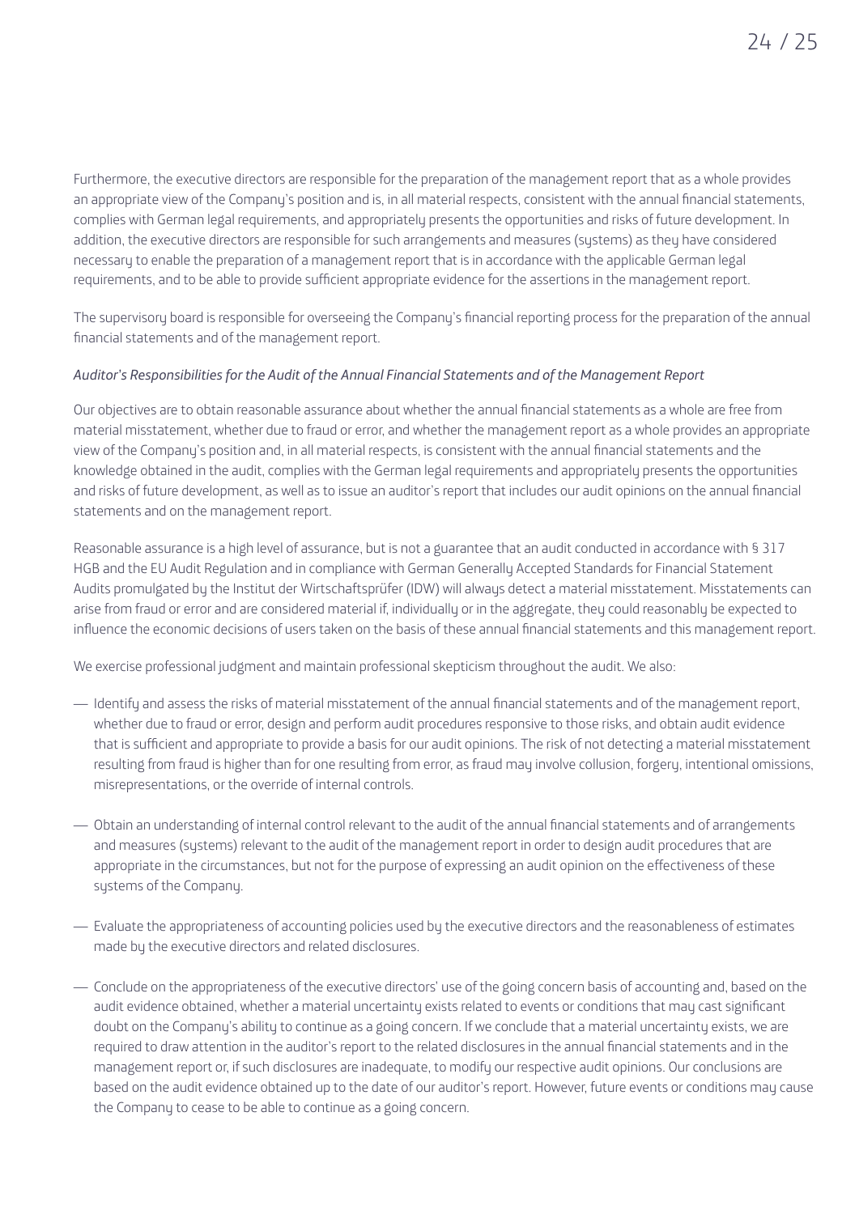Furthermore, the executive directors are responsible for the preparation of the management report that as a whole provides an appropriate view of the Company's position and is, in all material respects, consistent with the annual financial statements, complies with German legal requirements, and appropriately presents the opportunities and risks of future development. In addition, the executive directors are responsible for such arrangements and measures (systems) as they have considered necessary to enable the preparation of a management report that is in accordance with the applicable German legal requirements, and to be able to provide sufficient appropriate evidence for the assertions in the management report.

The supervisory board is responsible for overseeing the Company's financial reporting process for the preparation of the annual financial statements and of the management report.

*Auditor's Responsibilities for the Audit of the Annual Financial Statements and of the Management Report*

Our objectives are to obtain reasonable assurance about whether the annual financial statements as a whole are free from material misstatement, whether due to fraud or error, and whether the management report as a whole provides an appropriate view of the Company's position and, in all material respects, is consistent with the annual financial statements and the knowledge obtained in the audit, complies with the German legal requirements and appropriately presents the opportunities and risks of future development, as well as to issue an auditor's report that includes our audit opinions on the annual financial statements and on the management report.

Reasonable assurance is a high level of assurance, but is not a guarantee that an audit conducted in accordance with § 317 HGB and the EU Audit Regulation and in compliance with German Generally Accepted Standards for Financial Statement Audits promulgated by the Institut der Wirtschaftsprüfer (IDW) will always detect a material misstatement. Misstatements can arise from fraud or error and are considered material if, individually or in the aggregate, they could reasonably be expected to influence the economic decisions of users taken on the basis of these annual financial statements and this management report.

We exercise professional judgment and maintain professional skepticism throughout the audit. We also:

- Identify and assess the risks of material misstatement of the annual financial statements and of the management report, whether due to fraud or error, design and perform audit procedures responsive to those risks, and obtain audit evidence that is sufficient and appropriate to provide a basis for our audit opinions. The risk of not detecting a material misstatement resulting from fraud is higher than for one resulting from error, as fraud may involve collusion, forgery, intentional omissions, misrepresentations, or the override of internal controls.

- Obtain an understanding of internal control relevant to the audit of the annual financial statements and of arrangements and measures (systems) relevant to the audit of the management report in order to design audit procedures that are appropriate in the circumstances, but not for the purpose of expressing an audit opinion on the effectiveness of these systems of the Company.

- Evaluate the appropriateness of accounting policies used by the executive directors and the reasonableness of estimates made by the executive directors and related disclosures.

- Conclude on the appropriateness of the executive directors' use of the going concern basis of accounting and, based on the audit evidence obtained, whether a material uncertainty exists related to events or conditions that may cast significant doubt on the Company's ability to continue as a going concern. If we conclude that a material uncertainty exists, we are required to draw attention in the auditor's report to the related disclosures in the annual financial statements and in the management report or, if such disclosures are inadequate, to modify our respective audit opinions. Our conclusions are based on the audit evidence obtained up to the date of our auditor's report. However, future events or conditions may cause the Company to cease to be able to continue as a going concern.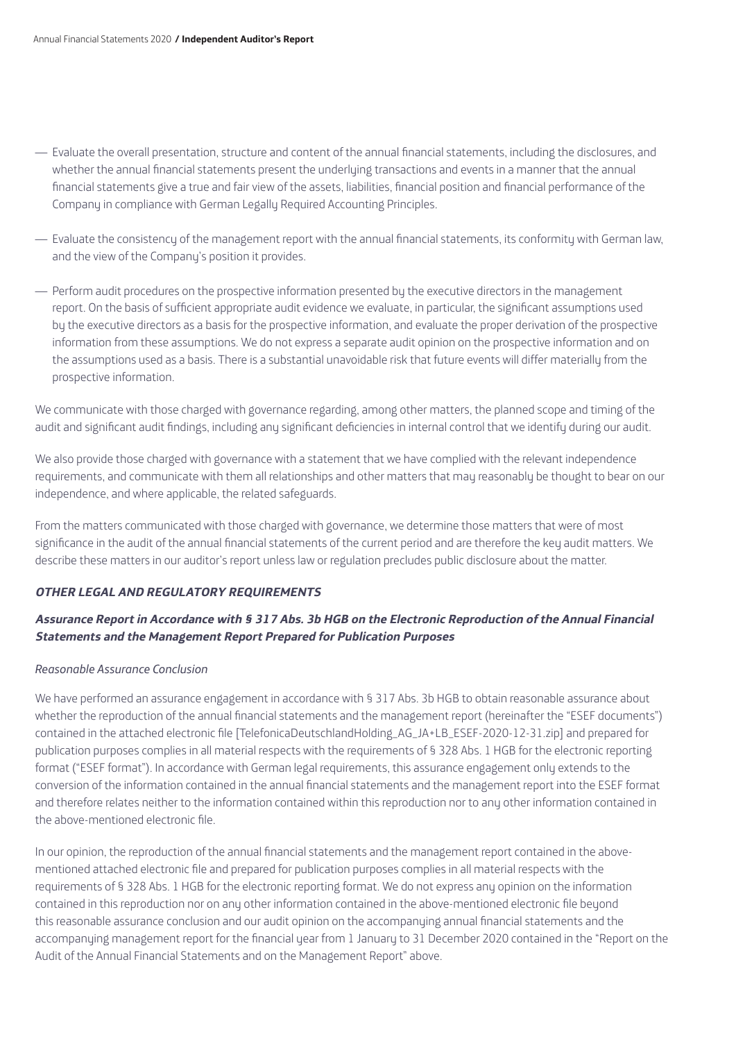- Evaluate the overall presentation, structure and content of the annual financial statements, including the disclosures, and whether the annual financial statements present the underlying transactions and events in a manner that the annual financial statements give a true and fair view of the assets, liabilities, financial position and financial performance of the Company in compliance with German Legally Required Accounting Principles.
- Evaluate the consistency of the management report with the annual financial statements, its conformity with German law, and the view of the Company's position it provides.
- Perform audit procedures on the prospective information presented by the executive directors in the management report. On the basis of sufficient appropriate audit evidence we evaluate, in particular, the significant assumptions used by the executive directors as a basis for the prospective information, and evaluate the proper derivation of the prospective information from these assumptions. We do not express a separate audit opinion on the prospective information and on the assumptions used as a basis. There is a substantial unavoidable risk that future events will differ materially from the prospective information.

We communicate with those charged with governance regarding, among other matters, the planned scope and timing of the audit and significant audit findings, including any significant deficiencies in internal control that we identify during our audit.

We also provide those charged with governance with a statement that we have complied with the relevant independence requirements, and communicate with them all relationships and other matters that may reasonably be thought to bear on our independence, and where applicable, the related safeguards.

From the matters communicated with those charged with governance, we determine those matters that were of most significance in the audit of the annual financial statements of the current period and are therefore the key audit matters. We describe these matters in our auditor's report unless law or regulation precludes public disclosure about the matter.

## *OTHER LEGAL AND REGULATORY REQUIREMENTS*

### *Assurance Report in Accordance with § 317 Abs. 3b HGB on the Electronic Reproduction of the Annual Financial Statements and the Management Report Prepared for Publication Purposes*

*Reasonable Assurance Conclusion*

We have performed an assurance engagement in accordance with § 317 Abs. 3b HGB to obtain reasonable assurance about whether the reproduction of the annual financial statements and the management report (hereinafter the "ESEF documents") contained in the attached electronic file [TelefonicaDeutschlandHolding_AG_JA+LB_ESEF-2020-12-31.zip] and prepared for publication purposes complies in all material respects with the requirements of § 328 Abs. 1 HGB for the electronic reporting format ("ESEF format"). In accordance with German legal requirements, this assurance engagement only extends to the conversion of the information contained in the annual financial statements and the management report into the ESEF format and therefore relates neither to the information contained within this reproduction nor to any other information contained in the above-mentioned electronic file.

In our opinion, the reproduction of the annual financial statements and the management report contained in the above-mentioned attached electronic file and prepared for publication purposes complies in all material respects with the requirements of § 328 Abs. 1 HGB for the electronic reporting format. We do not express any opinion on the information contained in this reproduction nor on any other information contained in the above-mentioned electronic file beyond this reasonable assurance conclusion and our audit opinion on the accompanying annual financial statements and the accompanying management report for the financial year from 1 January to 31 December 2020 contained in the "Report on the Audit of the Annual Financial Statements and on the Management Report" above.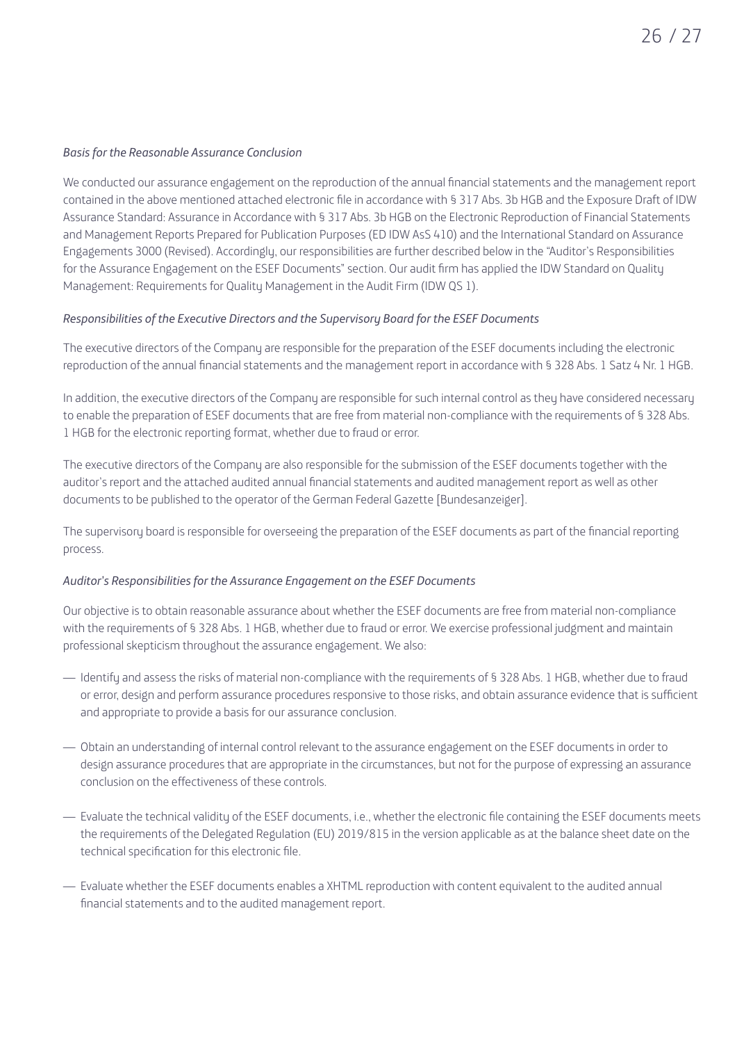*Basis for the Reasonable Assurance Conclusion*

We conducted our assurance engagement on the reproduction of the annual financial statements and the management report contained in the above mentioned attached electronic file in accordance with § 317 Abs. 3b HGB and the Exposure Draft of IDW Assurance Standard: Assurance in Accordance with § 317 Abs. 3b HGB on the Electronic Reproduction of Financial Statements and Management Reports Prepared for Publication Purposes (ED IDW AsS 410) and the International Standard on Assurance Engagements 3000 (Revised). Accordingly, our responsibilities are further described below in the "Auditor's Responsibilities for the Assurance Engagement on the ESEF Documents" section. Our audit firm has applied the IDW Standard on Quality Management: Requirements for Quality Management in the Audit Firm (IDW QS 1).

*Responsibilities of the Executive Directors and the Supervisory Board for the ESEF Documents*

The executive directors of the Company are responsible for the preparation of the ESEF documents including the electronic reproduction of the annual financial statements and the management report in accordance with § 328 Abs. 1 Satz 4 Nr. 1 HGB.

In addition, the executive directors of the Company are responsible for such internal control as they have considered necessary to enable the preparation of ESEF documents that are free from material non-compliance with the requirements of § 328 Abs. 1 HGB for the electronic reporting format, whether due to fraud or error.

The executive directors of the Company are also responsible for the submission of the ESEF documents together with the auditor's report and the attached audited annual financial statements and audited management report as well as other documents to be published to the operator of the German Federal Gazette [Bundesanzeiger].

The supervisory board is responsible for overseeing the preparation of the ESEF documents as part of the financial reporting process.

*Auditor's Responsibilities for the Assurance Engagement on the ESEF Documents*

Our objective is to obtain reasonable assurance about whether the ESEF documents are free from material non-compliance with the requirements of § 328 Abs. 1 HGB, whether due to fraud or error. We exercise professional judgment and maintain professional skepticism throughout the assurance engagement. We also:

- Identify and assess the risks of material non-compliance with the requirements of § 328 Abs. 1 HGB, whether due to fraud or error, design and perform assurance procedures responsive to those risks, and obtain assurance evidence that is sufficient and appropriate to provide a basis for our assurance conclusion.

- Obtain an understanding of internal control relevant to the assurance engagement on the ESEF documents in order to design assurance procedures that are appropriate in the circumstances, but not for the purpose of expressing an assurance conclusion on the effectiveness of these controls.

- Evaluate the technical validity of the ESEF documents, i.e., whether the electronic file containing the ESEF documents meets the requirements of the Delegated Regulation (EU) 2019/815 in the version applicable as at the balance sheet date on the technical specification for this electronic file.

- Evaluate whether the ESEF documents enables a XHTML reproduction with content equivalent to the audited annual financial statements and to the audited management report.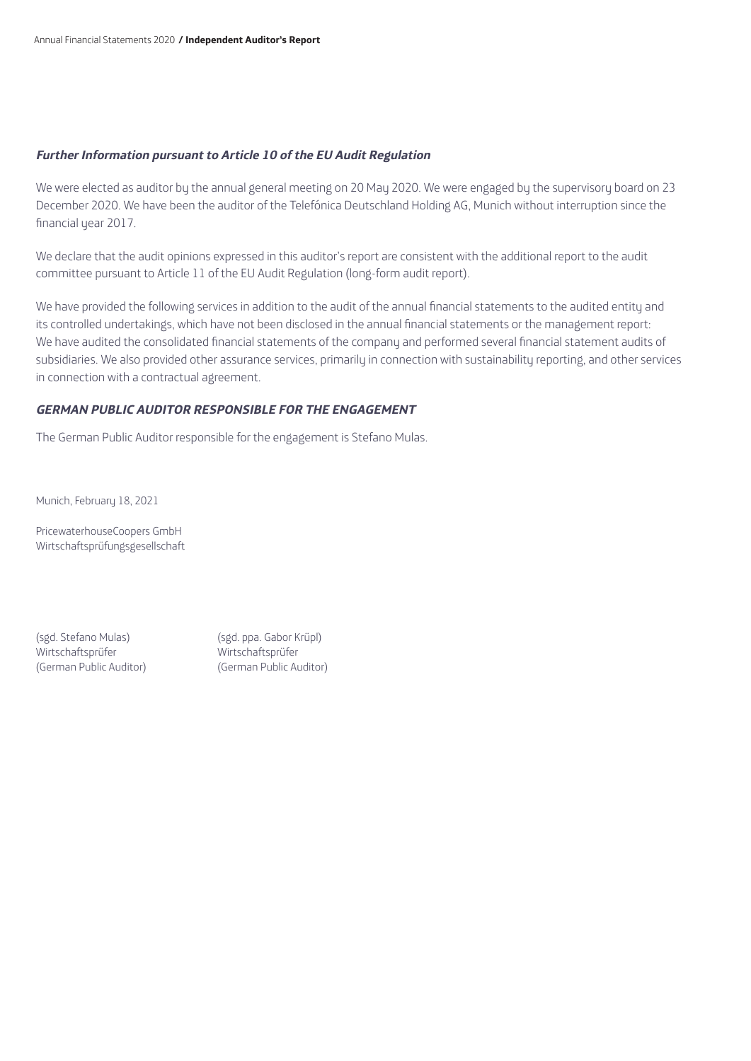### *Further Information pursuant to Article 10 of the EU Audit Regulation*

We were elected as auditor by the annual general meeting on 20 May 2020. We were engaged by the supervisory board on 23 December 2020. We have been the auditor of the Telefónica Deutschland Holding AG, Munich without interruption since the financial year 2017.

We declare that the audit opinions expressed in this auditor's report are consistent with the additional report to the audit committee pursuant to Article 11 of the EU Audit Regulation (long-form audit report).

We have provided the following services in addition to the audit of the annual financial statements to the audited entity and its controlled undertakings, which have not been disclosed in the annual financial statements or the management report: We have audited the consolidated financial statements of the company and performed several financial statement audits of subsidiaries. We also provided other assurance services, primarily in connection with sustainability reporting, and other services in connection with a contractual agreement.

### *GERMAN PUBLIC AUDITOR RESPONSIBLE FOR THE ENGAGEMENT*

The German Public Auditor responsible for the engagement is Stefano Mulas.

Munich, February 18, 2021

PricewaterhouseCoopers GmbH
Wirtschaftsprüfungsgesellschaft

| | |
|---|---|
| (sgd. Stefano Mulas) | (sgd. ppa. Gabor Krüpl) |
| Wirtschaftsprüfer | Wirtschaftsprüfer |
| (German Public Auditor) | (German Public Auditor) |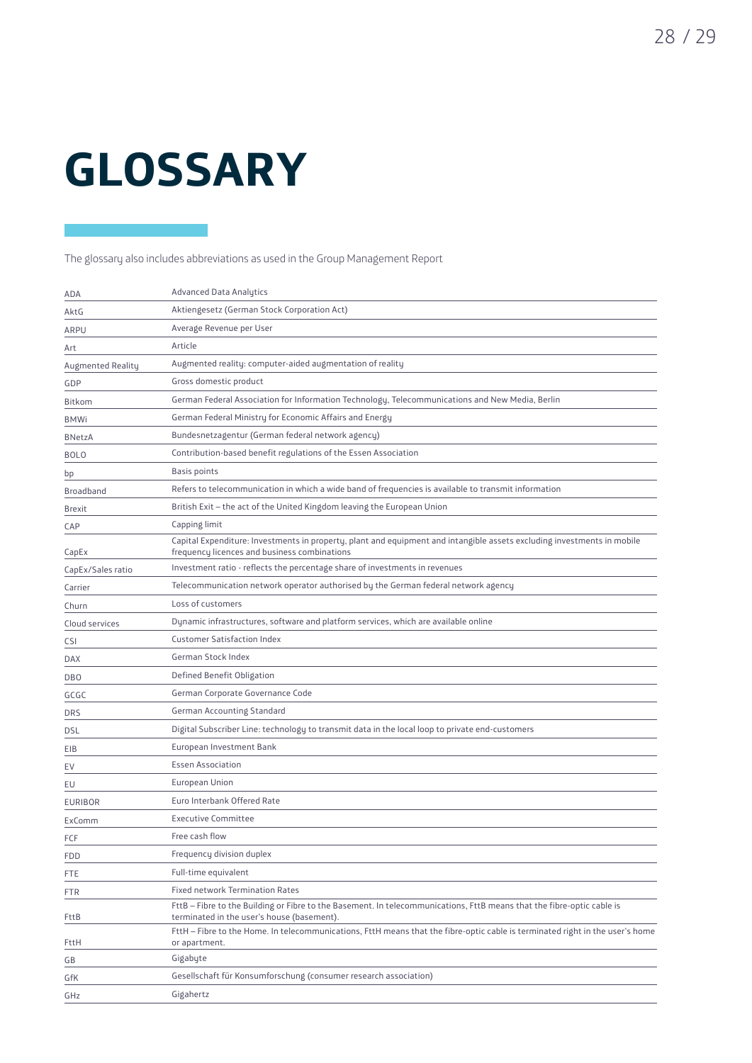# GLOSSARY

The glossary also includes abbreviations as used in the Group Management Report

| | |
|---|---|
| ADA | Advanced Data Analytics |
| AktG | Aktiengesetz (German Stock Corporation Act) |
| ARPU | Average Revenue per User |
| Art | Article |
| Augmented Reality | Augmented reality: computer-aided augmentation of reality |
| GDP | Gross domestic product |
| Bitkom | German Federal Association for Information Technology, Telecommunications and New Media, Berlin |
| BMWi | German Federal Ministry for Economic Affairs and Energy |
| BNetzA | Bundesnetzagentur (German federal network agency) |
| BOLO | Contribution-based benefit regulations of the Essen Association |
| bp | Basis points |
| Broadband | Refers to telecommunication in which a wide band of frequencies is available to transmit information |
| Brexit | British Exit – the act of the United Kingdom leaving the European Union |
| CAP | Capping limit |
| CapEx | Capital Expenditure: Investments in property, plant and equipment and intangible assets excluding investments in mobile frequency licences and business combinations |
| CapEx/Sales ratio | Investment ratio - reflects the percentage share of investments in revenues |
| Carrier | Telecommunication network operator authorised by the German federal network agency |
| Churn | Loss of customers |
| Cloud services | Dynamic infrastructures, software and platform services, which are available online |
| CSI | Customer Satisfaction Index |
| DAX | German Stock Index |
| DBO | Defined Benefit Obligation |
| GCGC | German Corporate Governance Code |
| DRS | German Accounting Standard |
| DSL | Digital Subscriber Line: technology to transmit data in the local loop to private end-customers |
| EIB | European Investment Bank |
| EV | Essen Association |
| EU | European Union |
| EURIBOR | Euro Interbank Offered Rate |
| ExComm | Executive Committee |
| FCF | Free cash flow |
| FDD | Frequency division duplex |
| FTE | Full-time equivalent |
| FTR | Fixed network Termination Rates |
| FttB | FttB – Fibre to the Building or Fibre to the Basement. In telecommunications, FttB means that the fibre-optic cable is terminated in the user's house (basement). |
| FttH | FttH – Fibre to the Home. In telecommunications, FttH means that the fibre-optic cable is terminated right in the user's home or apartment. |
| GB | Gigabyte |
| GfK | Gesellschaft für Konsumforschung (consumer research association) |
| GHz | Gigahertz |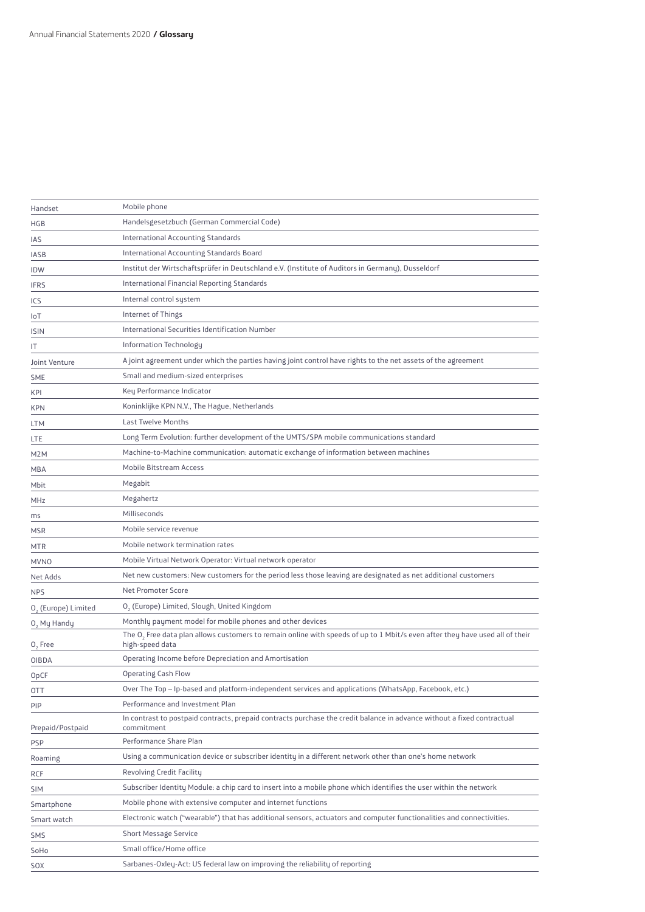| | |
|---|---|
| Handset | Mobile phone |
| HGB | Handelsgesetzbuch (German Commercial Code) |
| IAS | International Accounting Standards |
| IASB | International Accounting Standards Board |
| IDW | Institut der Wirtschaftsprüfer in Deutschland e.V. (Institute of Auditors in Germany), Dusseldorf |
| IFRS | International Financial Reporting Standards |
| ICS | Internal control system |
| IoT | Internet of Things |
| ISIN | International Securities Identification Number |
| IT | Information Technology |
| Joint Venture | A joint agreement under which the parties having joint control have rights to the net assets of the agreement |
| SME | Small and medium-sized enterprises |
| KPI | Key Performance Indicator |
| KPN | Koninklijke KPN N.V., The Hague, Netherlands |
| LTM | Last Twelve Months |
| LTE | Long Term Evolution: further development of the UMTS/SPA mobile communications standard |
| M2M | Machine-to-Machine communication: automatic exchange of information between machines |
| MBA | Mobile Bitstream Access |
| Mbit | Megabit |
| MHz | Megahertz |
| ms | Milliseconds |
| MSR | Mobile service revenue |
| MTR | Mobile network termination rates |
| MVNO | Mobile Virtual Network Operator: Virtual network operator |
| Net Adds | Net new customers: New customers for the period less those leaving are designated as net additional customers |
| NPS | Net Promoter Score |
| $O_2$ (Europe) Limited | $O_2$ (Europe) Limited, Slough, United Kingdom |
| $O_2$ My Handy | Monthly payment model for mobile phones and other devices |
| $O_2$ Free | The $O_2$ Free data plan allows customers to remain online with speeds of up to 1 Mbit/s even after they have used all of their high-speed data |
| OIBDA | Operating Income before Depreciation and Amortisation |
| OpCF | Operating Cash Flow |
| OTT | Over The Top – Ip-based and platform-independent services and applications (WhatsApp, Facebook, etc.) |
| PIP | Performance and Investment Plan |
| Prepaid/Postpaid | In contrast to postpaid contracts, prepaid contracts purchase the credit balance in advance without a fixed contractual commitment |
| PSP | Performance Share Plan |
| Roaming | Using a communication device or subscriber identity in a different network other than one's home network |
| RCF | Revolving Credit Facility |
| SIM | Subscriber Identity Module: a chip card to insert into a mobile phone which identifies the user within the network |
| Smartphone | Mobile phone with extensive computer and internet functions |
| Smart watch | Electronic watch ("wearable") that has additional sensors, actuators and computer functionalities and connectivities. |
| SMS | Short Message Service |
| SoHo | Small office/Home office |
| SOX | Sarbanes-Oxley-Act: US federal law on improving the reliability of reporting |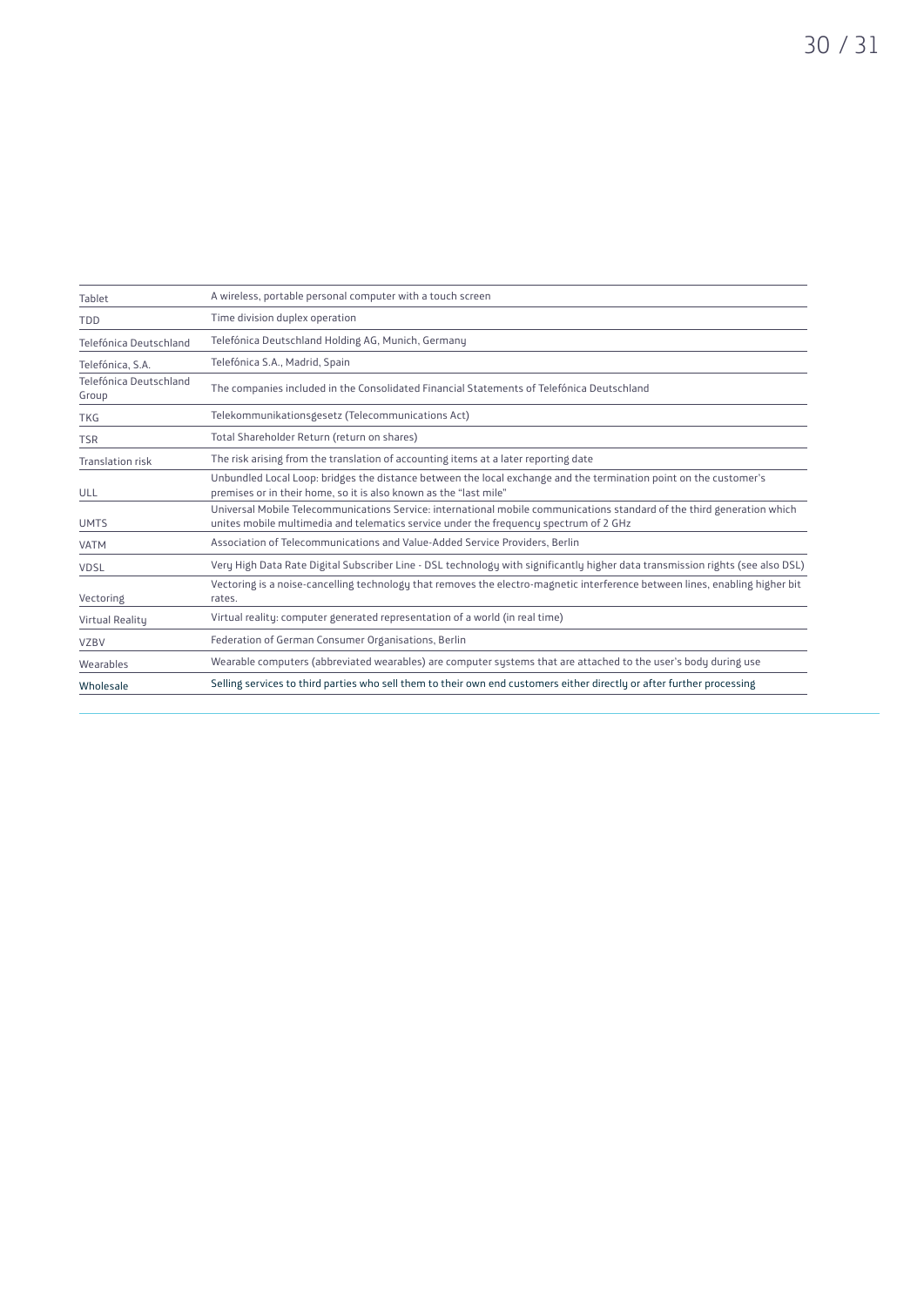| | |
|---|---|
| Tablet | A wireless, portable personal computer with a touch screen |
| TDD | Time division duplex operation |
| Telefónica Deutschland | Telefónica Deutschland Holding AG, Munich, Germany |
| Telefónica, S.A. | Telefónica S.A., Madrid, Spain |
| Telefónica Deutschland Group | The companies included in the Consolidated Financial Statements of Telefónica Deutschland |
| TKG | Telekommunikationsgesetz (Telecommunications Act) |
| TSR | Total Shareholder Return (return on shares) |
| Translation risk | The risk arising from the translation of accounting items at a later reporting date |
| ULL | Unbundled Local Loop: bridges the distance between the local exchange and the termination point on the customer's premises or in their home, so it is also known as the "last mile" |
| UMTS | Universal Mobile Telecommunications Service: international mobile communications standard of the third generation which unites mobile multimedia and telematics service under the frequency spectrum of 2 GHz |
| VATM | Association of Telecommunications and Value-Added Service Providers, Berlin |
| VDSL | Very High Data Rate Digital Subscriber Line - DSL technology with significantly higher data transmission rights (see also DSL) |
| Vectoring | Vectoring is a noise-cancelling technology that removes the electro-magnetic interference between lines, enabling higher bit rates. |
| Virtual Reality | Virtual reality: computer generated representation of a world (in real time) |
| VZBV | Federation of German Consumer Organisations, Berlin |
| Wearables | Wearable computers (abbreviated wearables) are computer systems that are attached to the user's body during use |
| Wholesale | Selling services to third parties who sell them to their own end customers either directly or after further processing |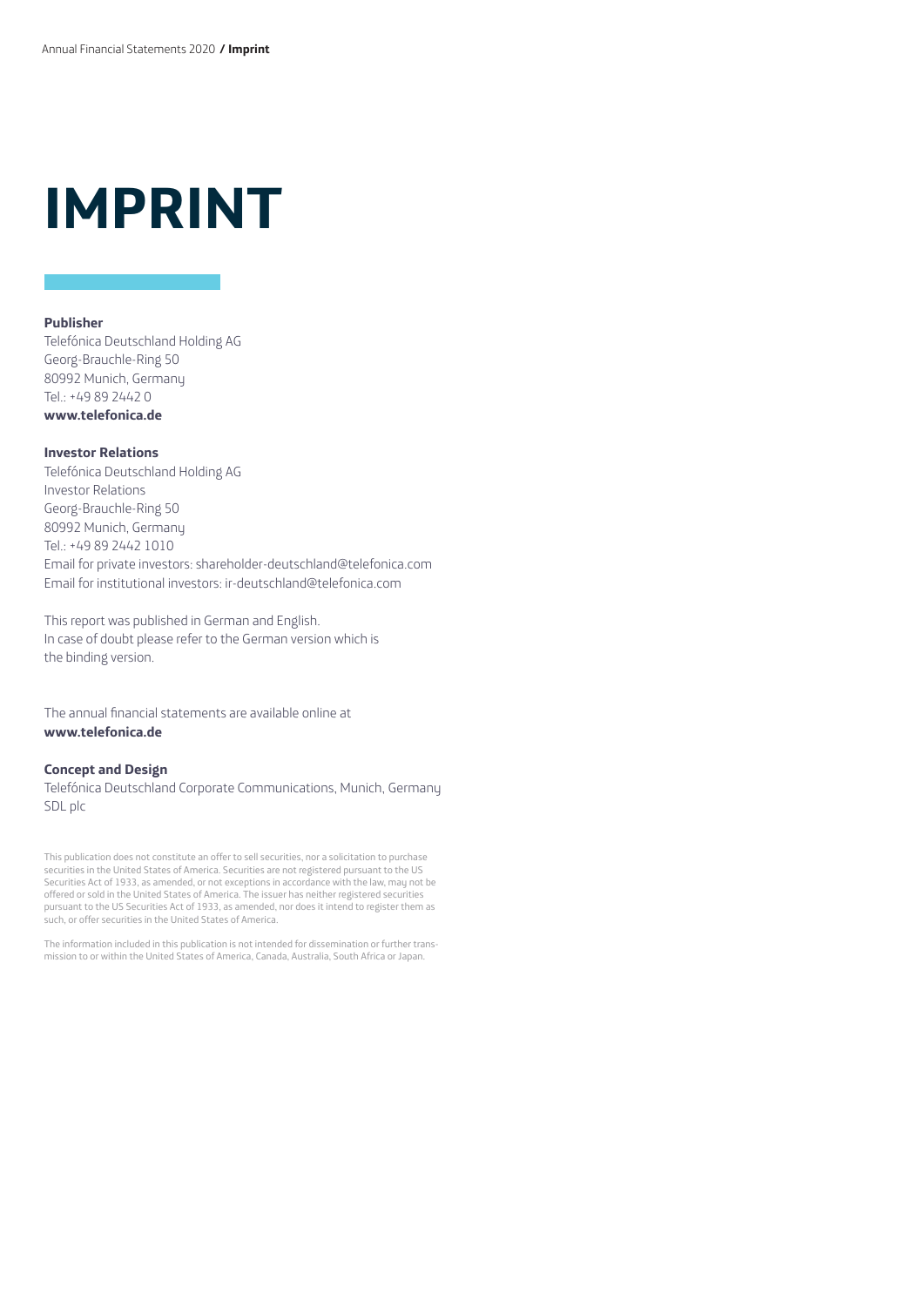# IMPRINT

**Publisher**
Telefónica Deutschland Holding AG
Georg-Brauchle-Ring 50
80992 Munich, Germany
Tel.: +49 89 2442 0
**www.telefonica.de**

**Investor Relations**
Telefónica Deutschland Holding AG
Investor Relations
Georg-Brauchle-Ring 50
80992 Munich, Germany
Tel.: +49 89 2442 1010
Email for private investors: shareholder-deutschland@telefonica.com
Email for institutional investors: ir-deutschland@telefonica.com

This report was published in German and English.
In case of doubt please refer to the German version which is the binding version.

The annual financial statements are available online at
**www.telefonica.de**

**Concept and Design**
Telefónica Deutschland Corporate Communications, Munich, Germany
SDL plc

This publication does not constitute an offer to sell securities, nor a solicitation to purchase securities in the United States of America. Securities are not registered pursuant to the US Securities Act of 1933, as amended, or not exceptions in accordance with the law, may not be offered or sold in the United States of America. The issuer has neither registered securities pursuant to the US Securities Act of 1933, as amended, nor does it intend to register them as such, or offer securities in the United States of America.

The information included in this publication is not intended for dissemination or further transmission to or within the United States of America, Canada, Australia, South Africa or Japan.